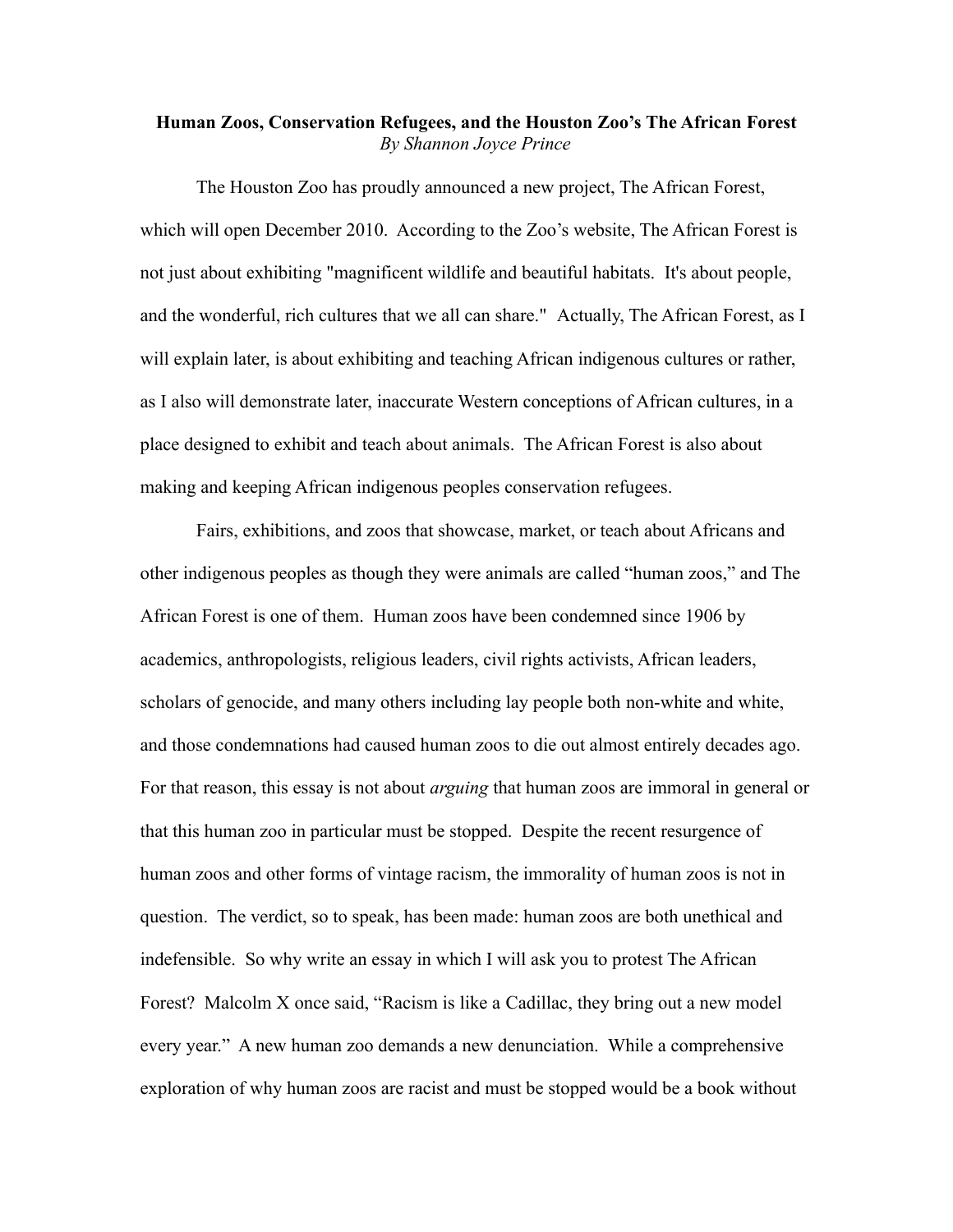**Human Zoos, Conservation Refugees, and the Houston Zoo's The African Forest**
*By Shannon Joyce Prince*

The Houston Zoo has proudly announced a new project, The African Forest, which will open December 2010. According to the Zoo's website, The African Forest is not just about exhibiting "magnificent wildlife and beautiful habitats. It's about people, and the wonderful, rich cultures that we all can share." Actually, The African Forest, as I will explain later, is about exhibiting and teaching African indigenous cultures or rather, as I also will demonstrate later, inaccurate Western conceptions of African cultures, in a place designed to exhibit and teach about animals. The African Forest is also about making and keeping African indigenous peoples conservation refugees.

Fairs, exhibitions, and zoos that showcase, market, or teach about Africans and other indigenous peoples as though they were animals are called "human zoos," and The African Forest is one of them. Human zoos have been condemned since 1906 by academics, anthropologists, religious leaders, civil rights activists, African leaders, scholars of genocide, and many others including lay people both non-white and white, and those condemnations had caused human zoos to die out almost entirely decades ago. For that reason, this essay is not about *arguing* that human zoos are immoral in general or that this human zoo in particular must be stopped. Despite the recent resurgence of human zoos and other forms of vintage racism, the immorality of human zoos is not in question. The verdict, so to speak, has been made: human zoos are both unethical and indefensible. So why write an essay in which I will ask you to protest The African Forest? Malcolm X once said, "Racism is like a Cadillac, they bring out a new model every year." A new human zoo demands a new denunciation. While a comprehensive exploration of why human zoos are racist and must be stopped would be a book without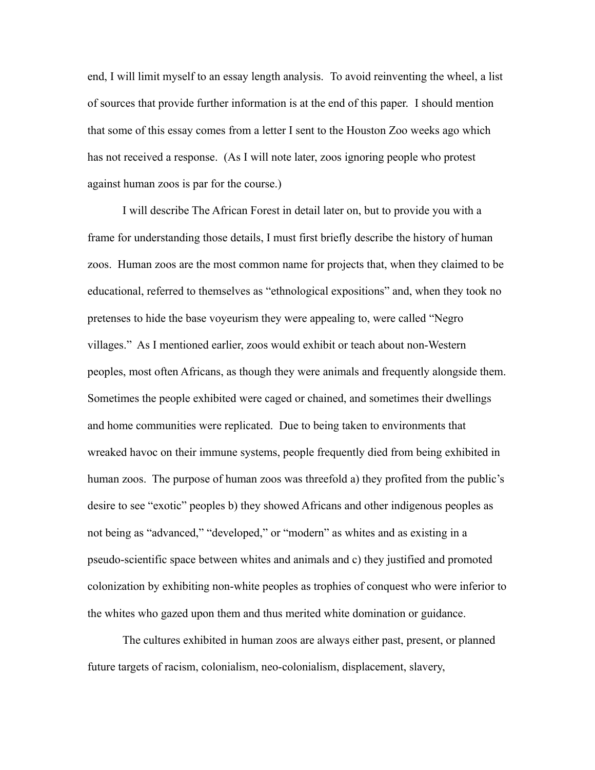end, I will limit myself to an essay length analysis. To avoid reinventing the wheel, a list of sources that provide further information is at the end of this paper. I should mention that some of this essay comes from a letter I sent to the Houston Zoo weeks ago which has not received a response. (As I will note later, zoos ignoring people who protest against human zoos is par for the course.)

I will describe The African Forest in detail later on, but to provide you with a frame for understanding those details, I must first briefly describe the history of human zoos. Human zoos are the most common name for projects that, when they claimed to be educational, referred to themselves as "ethnological expositions" and, when they took no pretenses to hide the base voyeurism they were appealing to, were called "Negro villages." As I mentioned earlier, zoos would exhibit or teach about non-Western peoples, most often Africans, as though they were animals and frequently alongside them. Sometimes the people exhibited were caged or chained, and sometimes their dwellings and home communities were replicated. Due to being taken to environments that wreaked havoc on their immune systems, people frequently died from being exhibited in human zoos. The purpose of human zoos was threefold a) they profited from the public's desire to see "exotic" peoples b) they showed Africans and other indigenous peoples as not being as "advanced," "developed," or "modern" as whites and as existing in a pseudo-scientific space between whites and animals and c) they justified and promoted colonization by exhibiting non-white peoples as trophies of conquest who were inferior to the whites who gazed upon them and thus merited white domination or guidance.

The cultures exhibited in human zoos are always either past, present, or planned future targets of racism, colonialism, neo-colonialism, displacement, slavery,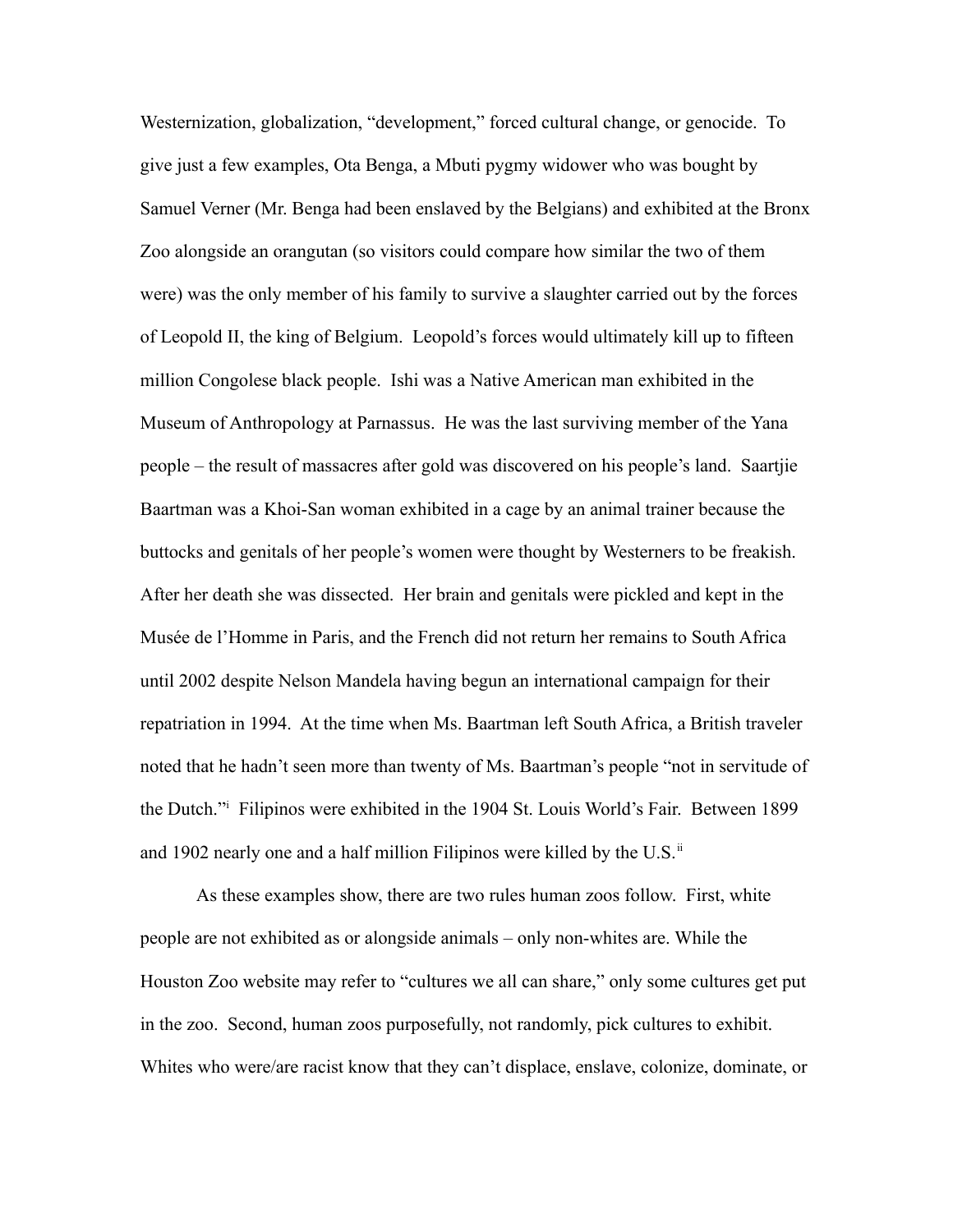Westernization, globalization, "development," forced cultural change, or genocide. To give just a few examples, Ota Benga, a Mbuti pygmy widower who was bought by Samuel Verner (Mr. Benga had been enslaved by the Belgians) and exhibited at the Bronx Zoo alongside an orangutan (so visitors could compare how similar the two of them were) was the only member of his family to survive a slaughter carried out by the forces of Leopold II, the king of Belgium. Leopold's forces would ultimately kill up to fifteen million Congolese black people. Ishi was a Native American man exhibited in the Museum of Anthropology at Parnassus. He was the last surviving member of the Yana people – the result of massacres after gold was discovered on his people's land. Saartjie Baartman was a Khoi-San woman exhibited in a cage by an animal trainer because the buttocks and genitals of her people's women were thought by Westerners to be freakish. After her death she was dissected. Her brain and genitals were pickled and kept in the Musée de l'Homme in Paris, and the French did not return her remains to South Africa until 2002 despite Nelson Mandela having begun an international campaign for their repatriation in 1994. At the time when Ms. Baartman left South Africa, a British traveler noted that he hadn't seen more than twenty of Ms. Baartman's people "not in servitude of the Dutch."[i] Filipinos were exhibited in the 1904 St. Louis World's Fair. Between 1899 and 1902 nearly one and a half million Filipinos were killed by the U.S.[ii]

As these examples show, there are two rules human zoos follow. First, white people are not exhibited as or alongside animals – only non-whites are. While the Houston Zoo website may refer to "cultures we all can share," only some cultures get put in the zoo. Second, human zoos purposefully, not randomly, pick cultures to exhibit. Whites who were/are racist know that they can't displace, enslave, colonize, dominate, or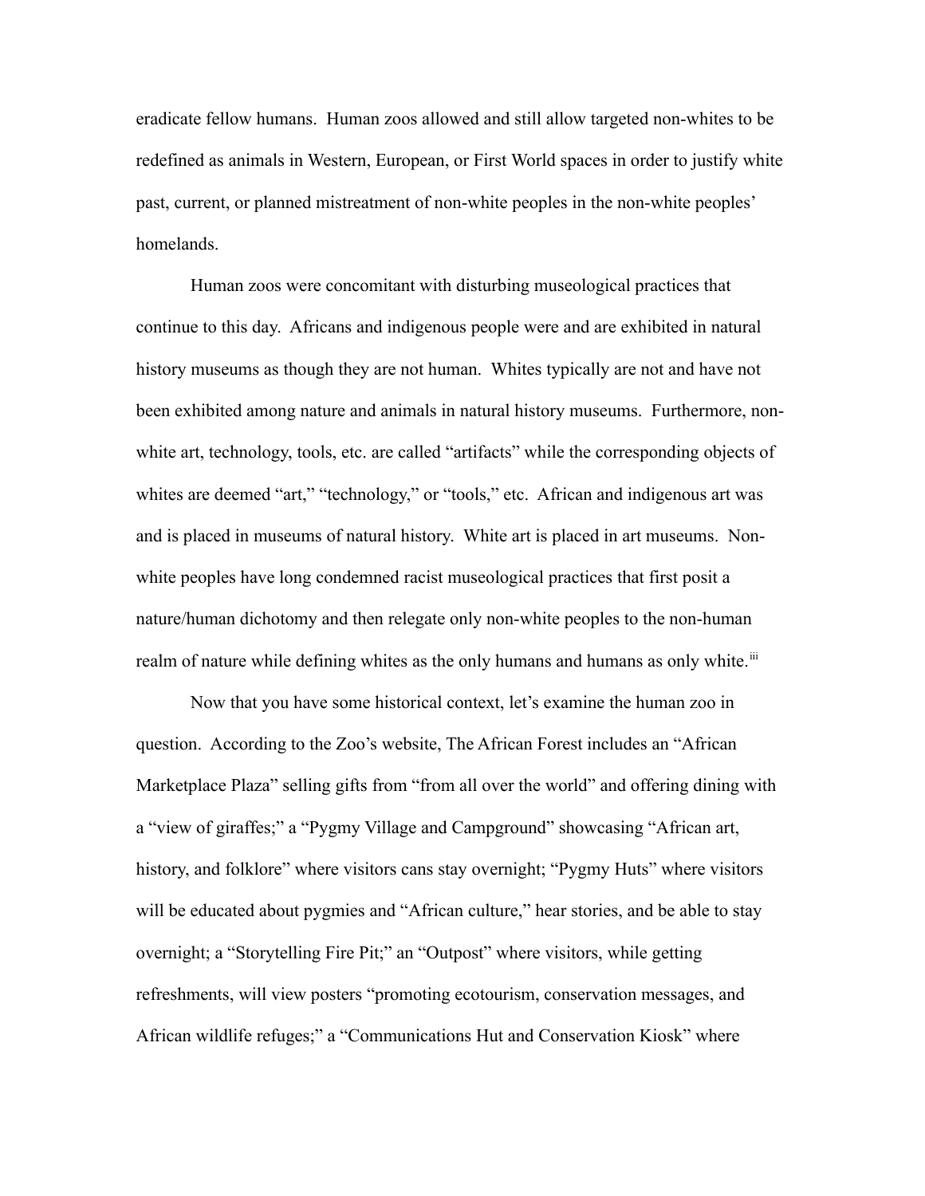eradicate fellow humans. Human zoos allowed and still allow targeted non-whites to be redefined as animals in Western, European, or First World spaces in order to justify white past, current, or planned mistreatment of non-white peoples in the non-white peoples' homelands.

Human zoos were concomitant with disturbing museological practices that continue to this day. Africans and indigenous people were and are exhibited in natural history museums as though they are not human. Whites typically are not and have not been exhibited among nature and animals in natural history museums. Furthermore, non-white art, technology, tools, etc. are called "artifacts" while the corresponding objects of whites are deemed "art," "technology," or "tools," etc. African and indigenous art was and is placed in museums of natural history. White art is placed in art museums. Non-white peoples have long condemned racist museological practices that first posit a nature/human dichotomy and then relegate only non-white peoples to the non-human realm of nature while defining whites as the only humans and humans as only white.[iii]

Now that you have some historical context, let's examine the human zoo in question. According to the Zoo's website, The African Forest includes an "African Marketplace Plaza" selling gifts from "from all over the world" and offering dining with a "view of giraffes;" a "Pygmy Village and Campground" showcasing "African art, history, and folklore" where visitors cans stay overnight; "Pygmy Huts" where visitors will be educated about pygmies and "African culture," hear stories, and be able to stay overnight; a "Storytelling Fire Pit;" an "Outpost" where visitors, while getting refreshments, will view posters "promoting ecotourism, conservation messages, and African wildlife refuges;" a "Communications Hut and Conservation Kiosk" where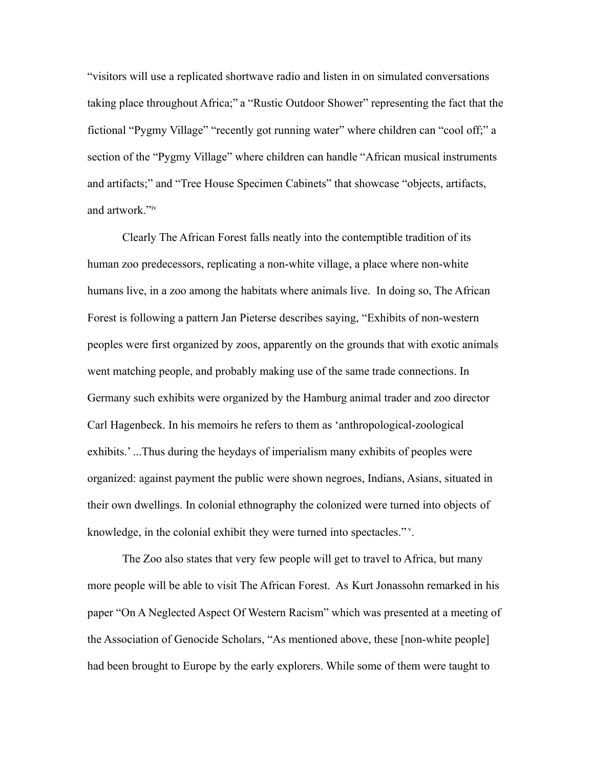"visitors will use a replicated shortwave radio and listen in on simulated conversations taking place throughout Africa;" a "Rustic Outdoor Shower" representing the fact that the fictional "Pygmy Village" "recently got running water" where children can "cool off;" a section of the "Pygmy Village" where children can handle "African musical instruments and artifacts;" and "Tree House Specimen Cabinets" that showcase "objects, artifacts, and artwork."[iv]

Clearly The African Forest falls neatly into the contemptible tradition of its human zoo predecessors, replicating a non-white village, a place where non-white humans live, in a zoo among the habitats where animals live. In doing so, The African Forest is following a pattern Jan Pieterse describes saying, "Exhibits of non-western peoples were first organized by zoos, apparently on the grounds that with exotic animals went matching people, and probably making use of the same trade connections. In Germany such exhibits were organized by the Hamburg animal trader and zoo director Carl Hagenbeck. In his memoirs he refers to them as 'anthropological-zoological exhibits.' ...Thus during the heydays of imperialism many exhibits of peoples were organized: against payment the public were shown negroes, Indians, Asians, situated in their own dwellings. In colonial ethnography the colonized were turned into objects of knowledge, in the colonial exhibit they were turned into spectacles."[v].

The Zoo also states that very few people will get to travel to Africa, but many more people will be able to visit The African Forest. As Kurt Jonassohn remarked in his paper "On A Neglected Aspect Of Western Racism" which was presented at a meeting of the Association of Genocide Scholars, "As mentioned above, these [non-white people] had been brought to Europe by the early explorers. While some of them were taught to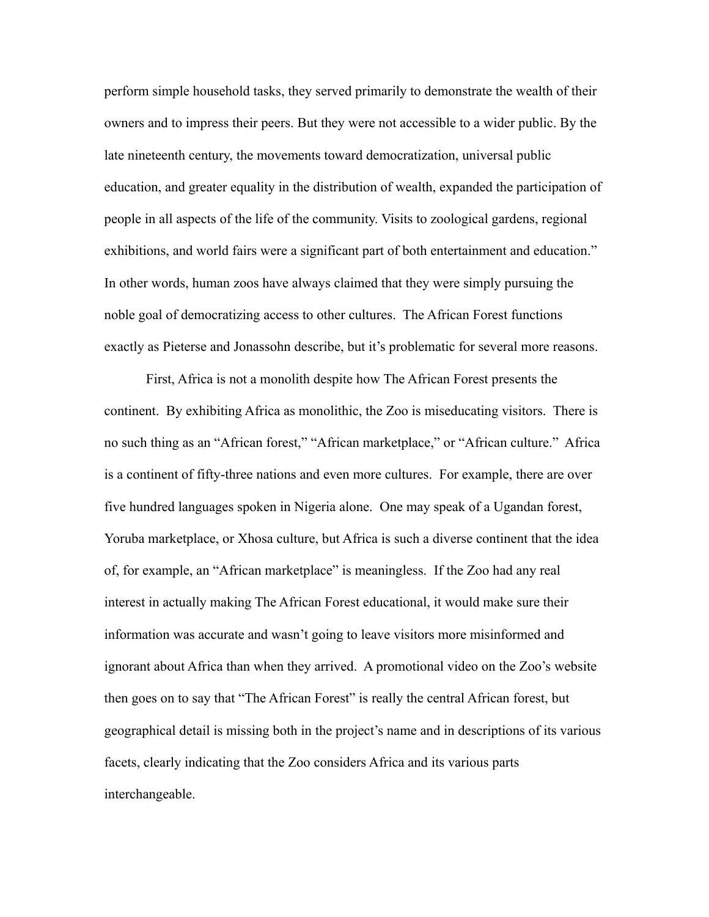perform simple household tasks, they served primarily to demonstrate the wealth of their owners and to impress their peers. But they were not accessible to a wider public. By the late nineteenth century, the movements toward democratization, universal public education, and greater equality in the distribution of wealth, expanded the participation of people in all aspects of the life of the community. Visits to zoological gardens, regional exhibitions, and world fairs were a significant part of both entertainment and education." In other words, human zoos have always claimed that they were simply pursuing the noble goal of democratizing access to other cultures. The African Forest functions exactly as Pieterse and Jonassohn describe, but it's problematic for several more reasons.

First, Africa is not a monolith despite how The African Forest presents the continent. By exhibiting Africa as monolithic, the Zoo is miseducating visitors. There is no such thing as an "African forest," "African marketplace," or "African culture." Africa is a continent of fifty-three nations and even more cultures. For example, there are over five hundred languages spoken in Nigeria alone. One may speak of a Ugandan forest, Yoruba marketplace, or Xhosa culture, but Africa is such a diverse continent that the idea of, for example, an "African marketplace" is meaningless. If the Zoo had any real interest in actually making The African Forest educational, it would make sure their information was accurate and wasn't going to leave visitors more misinformed and ignorant about Africa than when they arrived. A promotional video on the Zoo's website then goes on to say that "The African Forest" is really the central African forest, but geographical detail is missing both in the project's name and in descriptions of its various facets, clearly indicating that the Zoo considers Africa and its various parts interchangeable.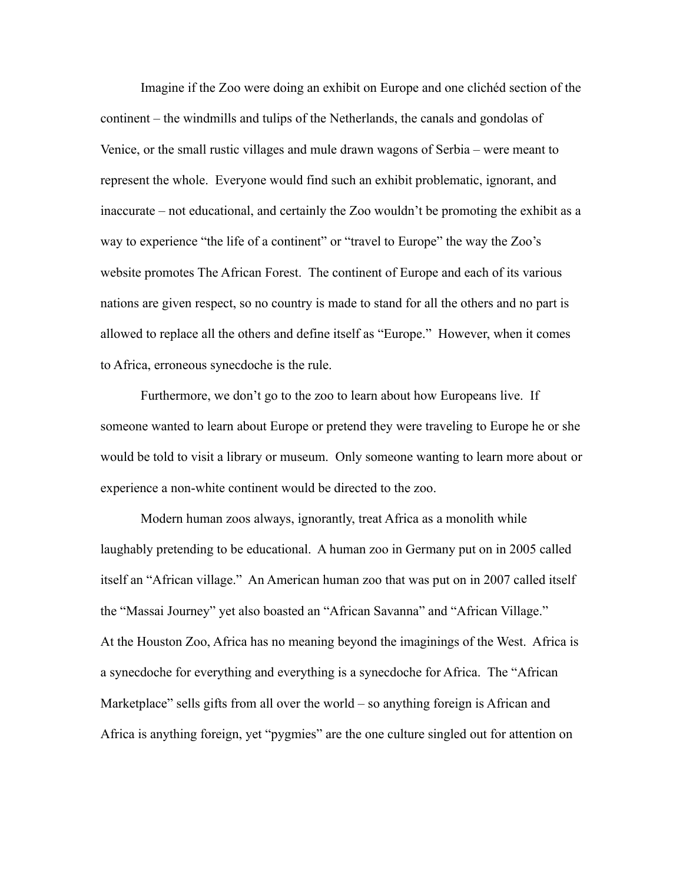Imagine if the Zoo were doing an exhibit on Europe and one clichéd section of the continent – the windmills and tulips of the Netherlands, the canals and gondolas of Venice, or the small rustic villages and mule drawn wagons of Serbia – were meant to represent the whole. Everyone would find such an exhibit problematic, ignorant, and inaccurate – not educational, and certainly the Zoo wouldn't be promoting the exhibit as a way to experience "the life of a continent" or "travel to Europe" the way the Zoo's website promotes The African Forest. The continent of Europe and each of its various nations are given respect, so no country is made to stand for all the others and no part is allowed to replace all the others and define itself as "Europe." However, when it comes to Africa, erroneous synecdoche is the rule.

Furthermore, we don't go to the zoo to learn about how Europeans live. If someone wanted to learn about Europe or pretend they were traveling to Europe he or she would be told to visit a library or museum. Only someone wanting to learn more about or experience a non-white continent would be directed to the zoo.

Modern human zoos always, ignorantly, treat Africa as a monolith while laughably pretending to be educational. A human zoo in Germany put on in 2005 called itself an "African village." An American human zoo that was put on in 2007 called itself the "Massai Journey" yet also boasted an "African Savanna" and "African Village." At the Houston Zoo, Africa has no meaning beyond the imaginings of the West. Africa is a synecdoche for everything and everything is a synecdoche for Africa. The "African Marketplace" sells gifts from all over the world – so anything foreign is African and Africa is anything foreign, yet "pygmies" are the one culture singled out for attention on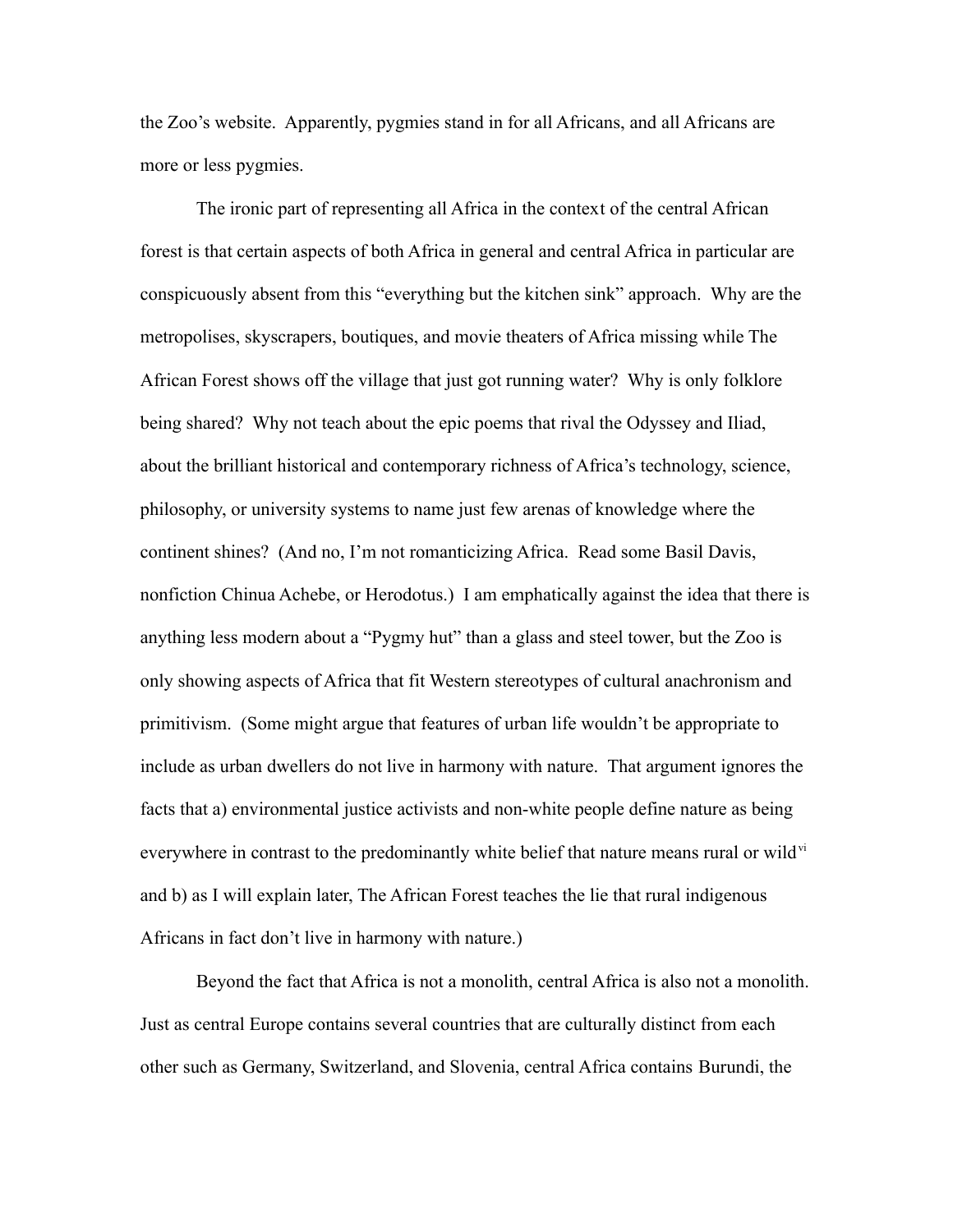the Zoo's website. Apparently, pygmies stand in for all Africans, and all Africans are more or less pygmies.

The ironic part of representing all Africa in the context of the central African forest is that certain aspects of both Africa in general and central Africa in particular are conspicuously absent from this "everything but the kitchen sink" approach. Why are the metropolises, skyscrapers, boutiques, and movie theaters of Africa missing while The African Forest shows off the village that just got running water? Why is only folklore being shared? Why not teach about the epic poems that rival the Odyssey and Iliad, about the brilliant historical and contemporary richness of Africa's technology, science, philosophy, or university systems to name just few arenas of knowledge where the continent shines? (And no, I'm not romanticizing Africa. Read some Basil Davis, nonfiction Chinua Achebe, or Herodotus.) I am emphatically against the idea that there is anything less modern about a "Pygmy hut" than a glass and steel tower, but the Zoo is only showing aspects of Africa that fit Western stereotypes of cultural anachronism and primitivism. (Some might argue that features of urban life wouldn't be appropriate to include as urban dwellers do not live in harmony with nature. That argument ignores the facts that a) environmental justice activists and non-white people define nature as being everywhere in contrast to the predominantly white belief that nature means rural or wild[vi] and b) as I will explain later, The African Forest teaches the lie that rural indigenous Africans in fact don't live in harmony with nature.)

Beyond the fact that Africa is not a monolith, central Africa is also not a monolith. Just as central Europe contains several countries that are culturally distinct from each other such as Germany, Switzerland, and Slovenia, central Africa contains Burundi, the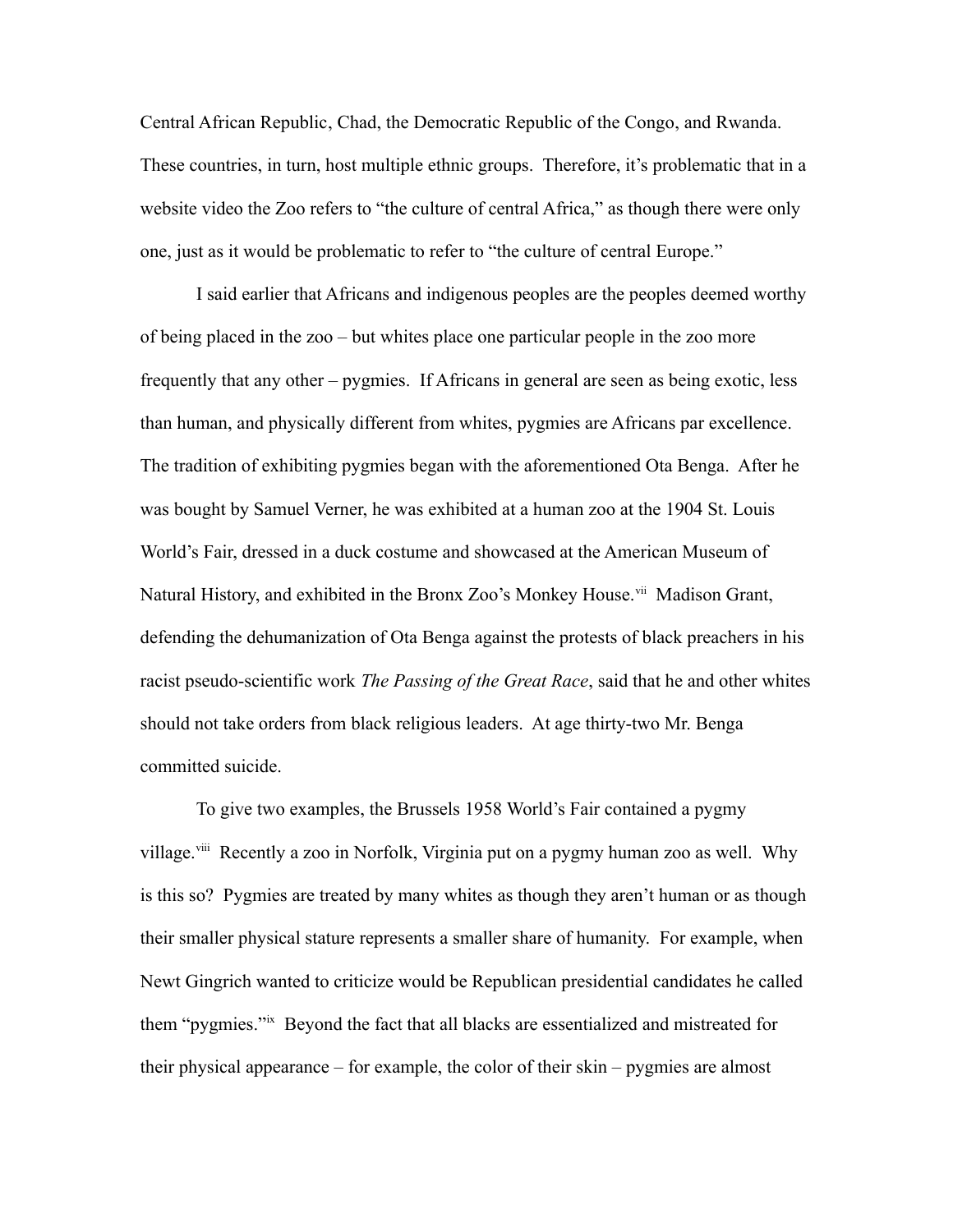Central African Republic, Chad, the Democratic Republic of the Congo, and Rwanda. These countries, in turn, host multiple ethnic groups. Therefore, it's problematic that in a website video the Zoo refers to "the culture of central Africa," as though there were only one, just as it would be problematic to refer to "the culture of central Europe."

I said earlier that Africans and indigenous peoples are the peoples deemed worthy of being placed in the zoo – but whites place one particular people in the zoo more frequently that any other – pygmies. If Africans in general are seen as being exotic, less than human, and physically different from whites, pygmies are Africans par excellence. The tradition of exhibiting pygmies began with the aforementioned Ota Benga. After he was bought by Samuel Verner, he was exhibited at a human zoo at the 1904 St. Louis World's Fair, dressed in a duck costume and showcased at the American Museum of Natural History, and exhibited in the Bronx Zoo's Monkey House.[vii] Madison Grant, defending the dehumanization of Ota Benga against the protests of black preachers in his racist pseudo-scientific work *The Passing of the Great Race*, said that he and other whites should not take orders from black religious leaders. At age thirty-two Mr. Benga committed suicide.

To give two examples, the Brussels 1958 World's Fair contained a pygmy village.[viii] Recently a zoo in Norfolk, Virginia put on a pygmy human zoo as well. Why is this so? Pygmies are treated by many whites as though they aren't human or as though their smaller physical stature represents a smaller share of humanity. For example, when Newt Gingrich wanted to criticize would be Republican presidential candidates he called them "pygmies."[ix] Beyond the fact that all blacks are essentialized and mistreated for their physical appearance – for example, the color of their skin – pygmies are almost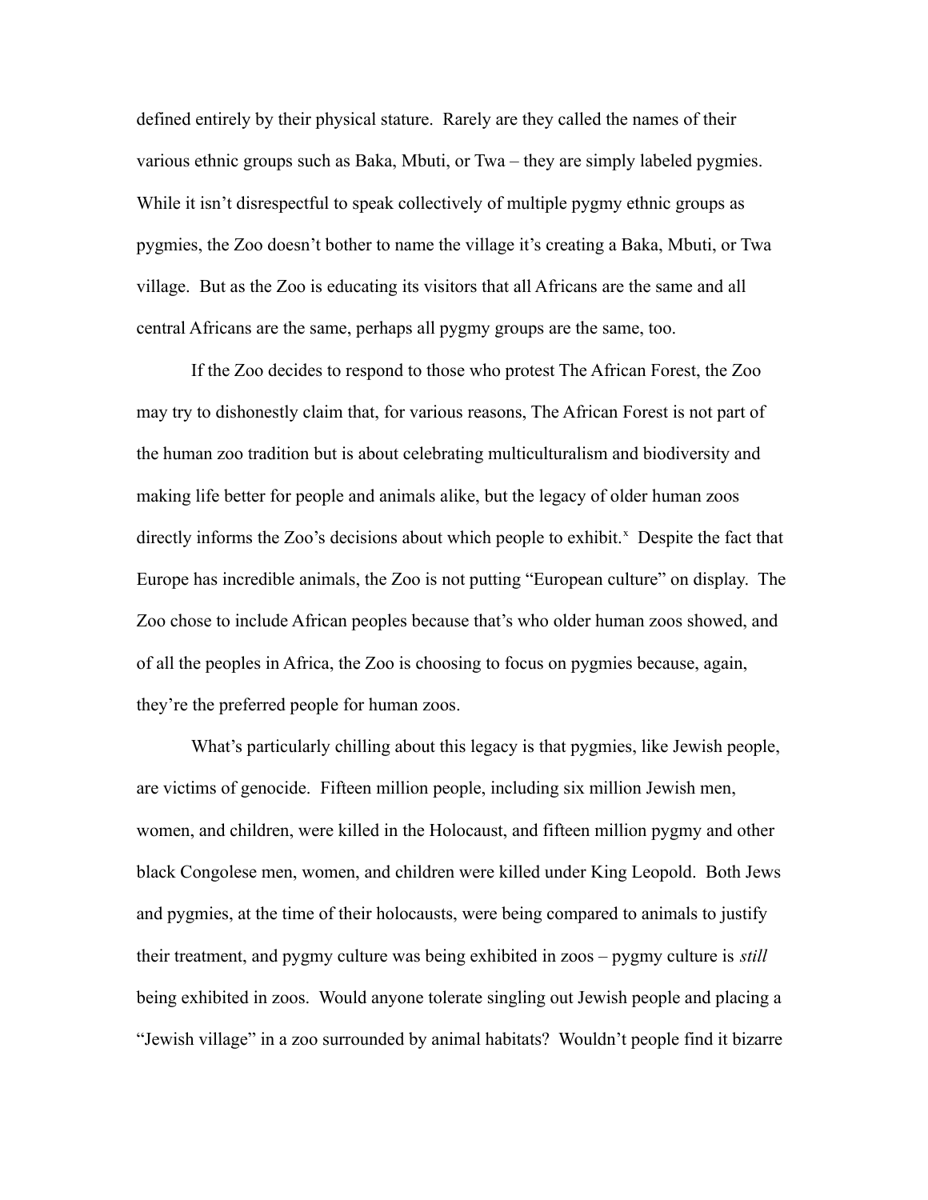defined entirely by their physical stature. Rarely are they called the names of their various ethnic groups such as Baka, Mbuti, or Twa – they are simply labeled pygmies. While it isn't disrespectful to speak collectively of multiple pygmy ethnic groups as pygmies, the Zoo doesn't bother to name the village it's creating a Baka, Mbuti, or Twa village. But as the Zoo is educating its visitors that all Africans are the same and all central Africans are the same, perhaps all pygmy groups are the same, too.

If the Zoo decides to respond to those who protest The African Forest, the Zoo may try to dishonestly claim that, for various reasons, The African Forest is not part of the human zoo tradition but is about celebrating multiculturalism and biodiversity and making life better for people and animals alike, but the legacy of older human zoos directly informs the Zoo's decisions about which people to exhibit.[x] Despite the fact that Europe has incredible animals, the Zoo is not putting "European culture" on display. The Zoo chose to include African peoples because that's who older human zoos showed, and of all the peoples in Africa, the Zoo is choosing to focus on pygmies because, again, they're the preferred people for human zoos.

What's particularly chilling about this legacy is that pygmies, like Jewish people, are victims of genocide. Fifteen million people, including six million Jewish men, women, and children, were killed in the Holocaust, and fifteen million pygmy and other black Congolese men, women, and children were killed under King Leopold. Both Jews and pygmies, at the time of their holocausts, were being compared to animals to justify their treatment, and pygmy culture was being exhibited in zoos – pygmy culture is *still* being exhibited in zoos. Would anyone tolerate singling out Jewish people and placing a "Jewish village" in a zoo surrounded by animal habitats? Wouldn't people find it bizarre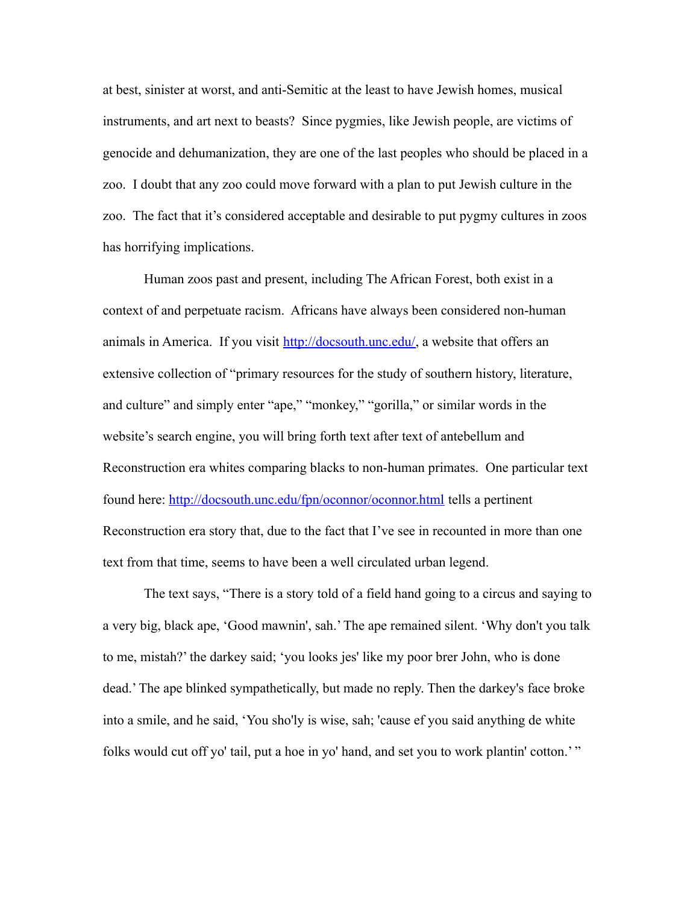at best, sinister at worst, and anti-Semitic at the least to have Jewish homes, musical instruments, and art next to beasts? Since pygmies, like Jewish people, are victims of genocide and dehumanization, they are one of the last peoples who should be placed in a zoo. I doubt that any zoo could move forward with a plan to put Jewish culture in the zoo. The fact that it's considered acceptable and desirable to put pygmy cultures in zoos has horrifying implications.

Human zoos past and present, including The African Forest, both exist in a context of and perpetuate racism. Africans have always been considered non-human animals in America. If you visit http://docsouth.unc.edu/, a website that offers an extensive collection of "primary resources for the study of southern history, literature, and culture" and simply enter "ape," "monkey," "gorilla," or similar words in the website's search engine, you will bring forth text after text of antebellum and Reconstruction era whites comparing blacks to non-human primates. One particular text found here: http://docsouth.unc.edu/fpn/oconnor/oconnor.html tells a pertinent Reconstruction era story that, due to the fact that I've see in recounted in more than one text from that time, seems to have been a well circulated urban legend.

The text says, "There is a story told of a field hand going to a circus and saying to a very big, black ape, 'Good mawnin', sah.' The ape remained silent. 'Why don't you talk to me, mistah?' the darkey said; 'you looks jes' like my poor brer John, who is done dead.' The ape blinked sympathetically, but made no reply. Then the darkey's face broke into a smile, and he said, 'You sho'ly is wise, sah; 'cause ef you said anything de white folks would cut off yo' tail, put a hoe in yo' hand, and set you to work plantin' cotton.' "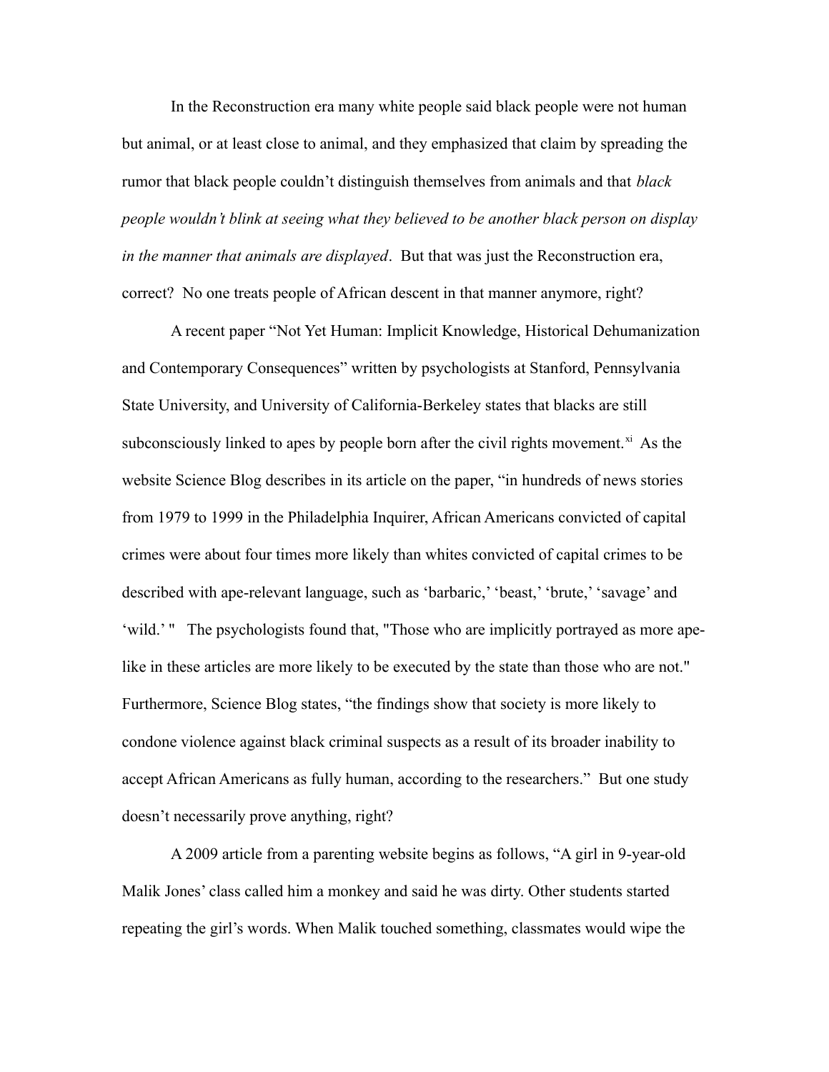In the Reconstruction era many white people said black people were not human but animal, or at least close to animal, and they emphasized that claim by spreading the rumor that black people couldn't distinguish themselves from animals and that *black people wouldn't blink at seeing what they believed to be another black person on display in the manner that animals are displayed*. But that was just the Reconstruction era, correct? No one treats people of African descent in that manner anymore, right?

A recent paper "Not Yet Human: Implicit Knowledge, Historical Dehumanization and Contemporary Consequences" written by psychologists at Stanford, Pennsylvania State University, and University of California-Berkeley states that blacks are still subconsciously linked to apes by people born after the civil rights movement.[xi] As the website Science Blog describes in its article on the paper, "in hundreds of news stories from 1979 to 1999 in the Philadelphia Inquirer, African Americans convicted of capital crimes were about four times more likely than whites convicted of capital crimes to be described with ape-relevant language, such as 'barbaric,' 'beast,' 'brute,' 'savage' and 'wild.' " The psychologists found that, "Those who are implicitly portrayed as more ape-like in these articles are more likely to be executed by the state than those who are not." Furthermore, Science Blog states, "the findings show that society is more likely to condone violence against black criminal suspects as a result of its broader inability to accept African Americans as fully human, according to the researchers." But one study doesn't necessarily prove anything, right?

A 2009 article from a parenting website begins as follows, "A girl in 9-year-old Malik Jones' class called him a monkey and said he was dirty. Other students started repeating the girl's words. When Malik touched something, classmates would wipe the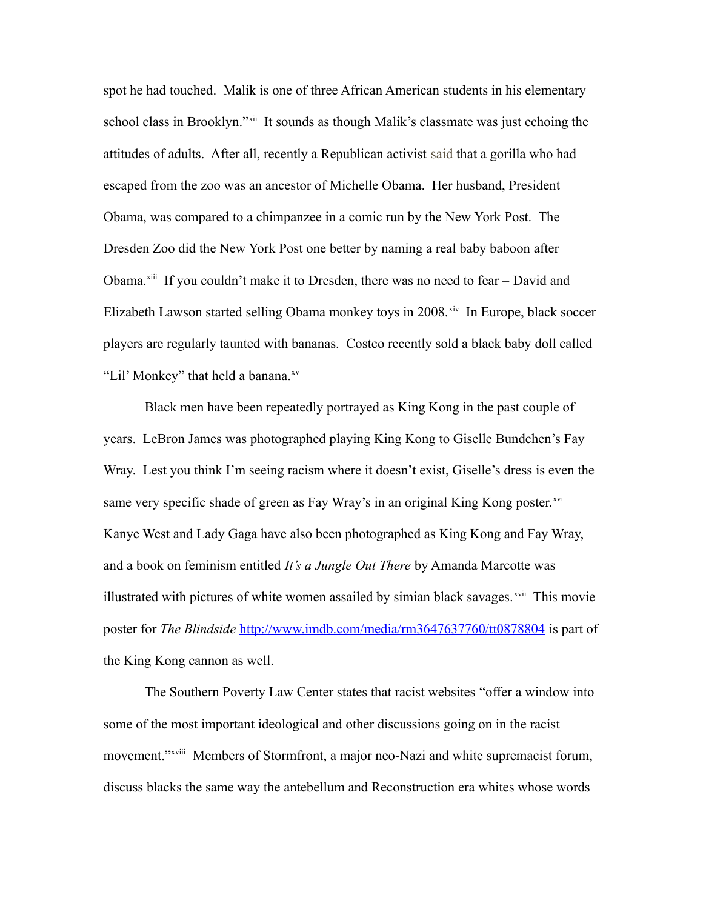spot he had touched. Malik is one of three African American students in his elementary school class in Brooklyn."[xii] It sounds as though Malik's classmate was just echoing the attitudes of adults. After all, recently a Republican activist said that a gorilla who had escaped from the zoo was an ancestor of Michelle Obama. Her husband, President Obama, was compared to a chimpanzee in a comic run by the New York Post. The Dresden Zoo did the New York Post one better by naming a real baby baboon after Obama.[xiii] If you couldn't make it to Dresden, there was no need to fear – David and Elizabeth Lawson started selling Obama monkey toys in 2008.[xiv] In Europe, black soccer players are regularly taunted with bananas. Costco recently sold a black baby doll called "Lil' Monkey" that held a banana.[xv]

Black men have been repeatedly portrayed as King Kong in the past couple of years. LeBron James was photographed playing King Kong to Giselle Bundchen's Fay Wray. Lest you think I'm seeing racism where it doesn't exist, Giselle's dress is even the same very specific shade of green as Fay Wray's in an original King Kong poster.[xvi] Kanye West and Lady Gaga have also been photographed as King Kong and Fay Wray, and a book on feminism entitled *It's a Jungle Out There* by Amanda Marcotte was illustrated with pictures of white women assailed by simian black savages.[xvii] This movie poster for *The Blindside* http://www.imdb.com/media/rm3647637760/tt0878804 is part of the King Kong cannon as well.

The Southern Poverty Law Center states that racist websites "offer a window into some of the most important ideological and other discussions going on in the racist movement."[xviii] Members of Stormfront, a major neo-Nazi and white supremacist forum, discuss blacks the same way the antebellum and Reconstruction era whites whose words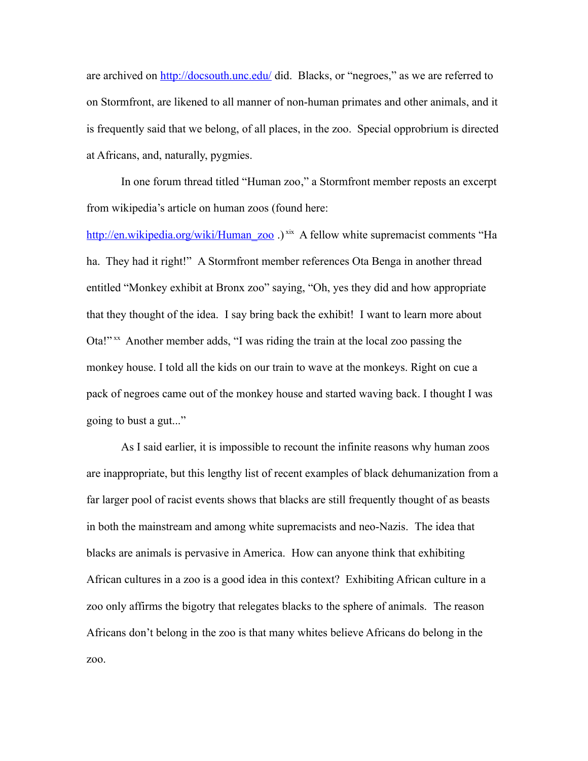are archived on http://docsouth.unc.edu/ did. Blacks, or "negroes," as we are referred to on Stormfront, are likened to all manner of non-human primates and other animals, and it is frequently said that we belong, of all places, in the zoo. Special opprobrium is directed at Africans, and, naturally, pygmies.

In one forum thread titled "Human zoo," a Stormfront member reposts an excerpt from wikipedia's article on human zoos (found here: http://en.wikipedia.org/wiki/Human_zoo .)[xix] A fellow white supremacist comments "Ha ha. They had it right!" A Stormfront member references Ota Benga in another thread entitled "Monkey exhibit at Bronx zoo" saying, "Oh, yes they did and how appropriate that they thought of the idea. I say bring back the exhibit! I want to learn more about Ota!"[xx] Another member adds, "I was riding the train at the local zoo passing the monkey house. I told all the kids on our train to wave at the monkeys. Right on cue a pack of negroes came out of the monkey house and started waving back. I thought I was going to bust a gut..."

As I said earlier, it is impossible to recount the infinite reasons why human zoos are inappropriate, but this lengthy list of recent examples of black dehumanization from a far larger pool of racist events shows that blacks are still frequently thought of as beasts in both the mainstream and among white supremacists and neo-Nazis. The idea that blacks are animals is pervasive in America. How can anyone think that exhibiting African cultures in a zoo is a good idea in this context? Exhibiting African culture in a zoo only affirms the bigotry that relegates blacks to the sphere of animals. The reason Africans don't belong in the zoo is that many whites believe Africans do belong in the zoo.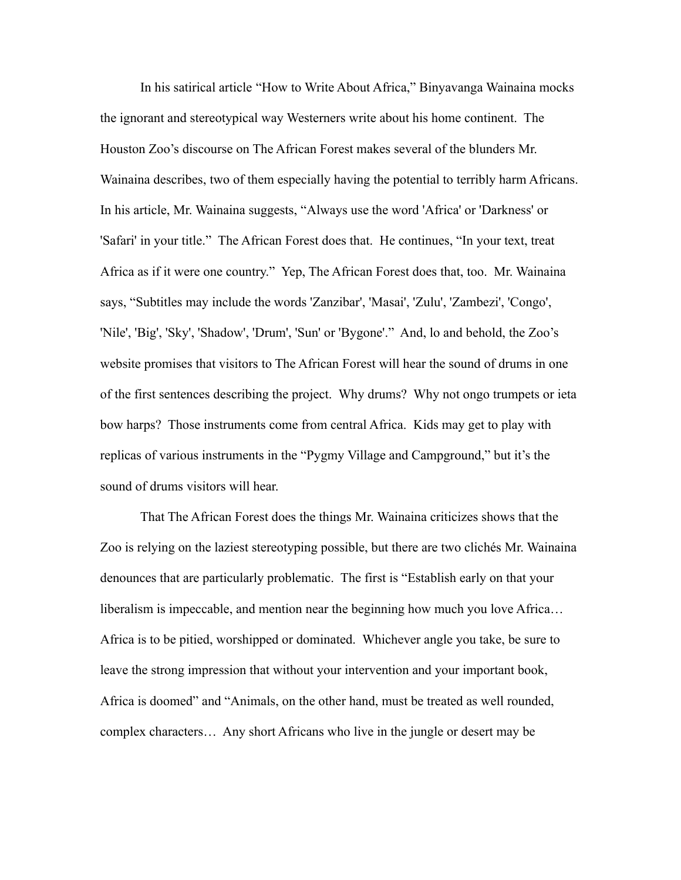In his satirical article "How to Write About Africa," Binyavanga Wainaina mocks the ignorant and stereotypical way Westerners write about his home continent. The Houston Zoo's discourse on The African Forest makes several of the blunders Mr. Wainaina describes, two of them especially having the potential to terribly harm Africans. In his article, Mr. Wainaina suggests, "Always use the word 'Africa' or 'Darkness' or 'Safari' in your title." The African Forest does that. He continues, "In your text, treat Africa as if it were one country." Yep, The African Forest does that, too. Mr. Wainaina says, "Subtitles may include the words 'Zanzibar', 'Masai', 'Zulu', 'Zambezi', 'Congo', 'Nile', 'Big', 'Sky', 'Shadow', 'Drum', 'Sun' or 'Bygone'." And, lo and behold, the Zoo's website promises that visitors to The African Forest will hear the sound of drums in one of the first sentences describing the project. Why drums? Why not ongo trumpets or ieta bow harps? Those instruments come from central Africa. Kids may get to play with replicas of various instruments in the "Pygmy Village and Campground," but it's the sound of drums visitors will hear.

That The African Forest does the things Mr. Wainaina criticizes shows that the Zoo is relying on the laziest stereotyping possible, but there are two clichés Mr. Wainaina denounces that are particularly problematic. The first is "Establish early on that your liberalism is impeccable, and mention near the beginning how much you love Africa… Africa is to be pitied, worshipped or dominated. Whichever angle you take, be sure to leave the strong impression that without your intervention and your important book, Africa is doomed" and "Animals, on the other hand, must be treated as well rounded, complex characters… Any short Africans who live in the jungle or desert may be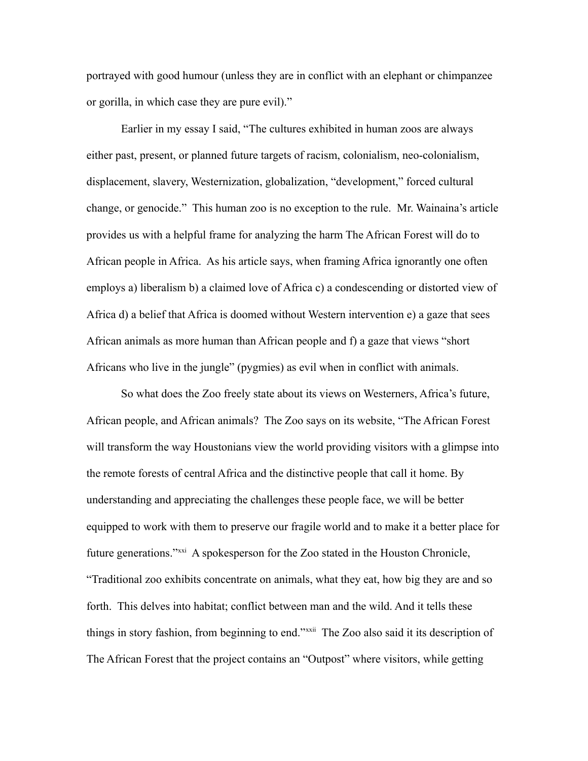portrayed with good humour (unless they are in conflict with an elephant or chimpanzee or gorilla, in which case they are pure evil)."

Earlier in my essay I said, "The cultures exhibited in human zoos are always either past, present, or planned future targets of racism, colonialism, neo-colonialism, displacement, slavery, Westernization, globalization, "development," forced cultural change, or genocide." This human zoo is no exception to the rule. Mr. Wainaina's article provides us with a helpful frame for analyzing the harm The African Forest will do to African people in Africa. As his article says, when framing Africa ignorantly one often employs a) liberalism b) a claimed love of Africa c) a condescending or distorted view of Africa d) a belief that Africa is doomed without Western intervention e) a gaze that sees African animals as more human than African people and f) a gaze that views "short Africans who live in the jungle" (pygmies) as evil when in conflict with animals.

So what does the Zoo freely state about its views on Westerners, Africa's future, African people, and African animals? The Zoo says on its website, "The African Forest will transform the way Houstonians view the world providing visitors with a glimpse into the remote forests of central Africa and the distinctive people that call it home. By understanding and appreciating the challenges these people face, we will be better equipped to work with them to preserve our fragile world and to make it a better place for future generations."[xxi] A spokesperson for the Zoo stated in the Houston Chronicle, "Traditional zoo exhibits concentrate on animals, what they eat, how big they are and so forth. This delves into habitat; conflict between man and the wild. And it tells these things in story fashion, from beginning to end."[xxii] The Zoo also said it its description of The African Forest that the project contains an "Outpost" where visitors, while getting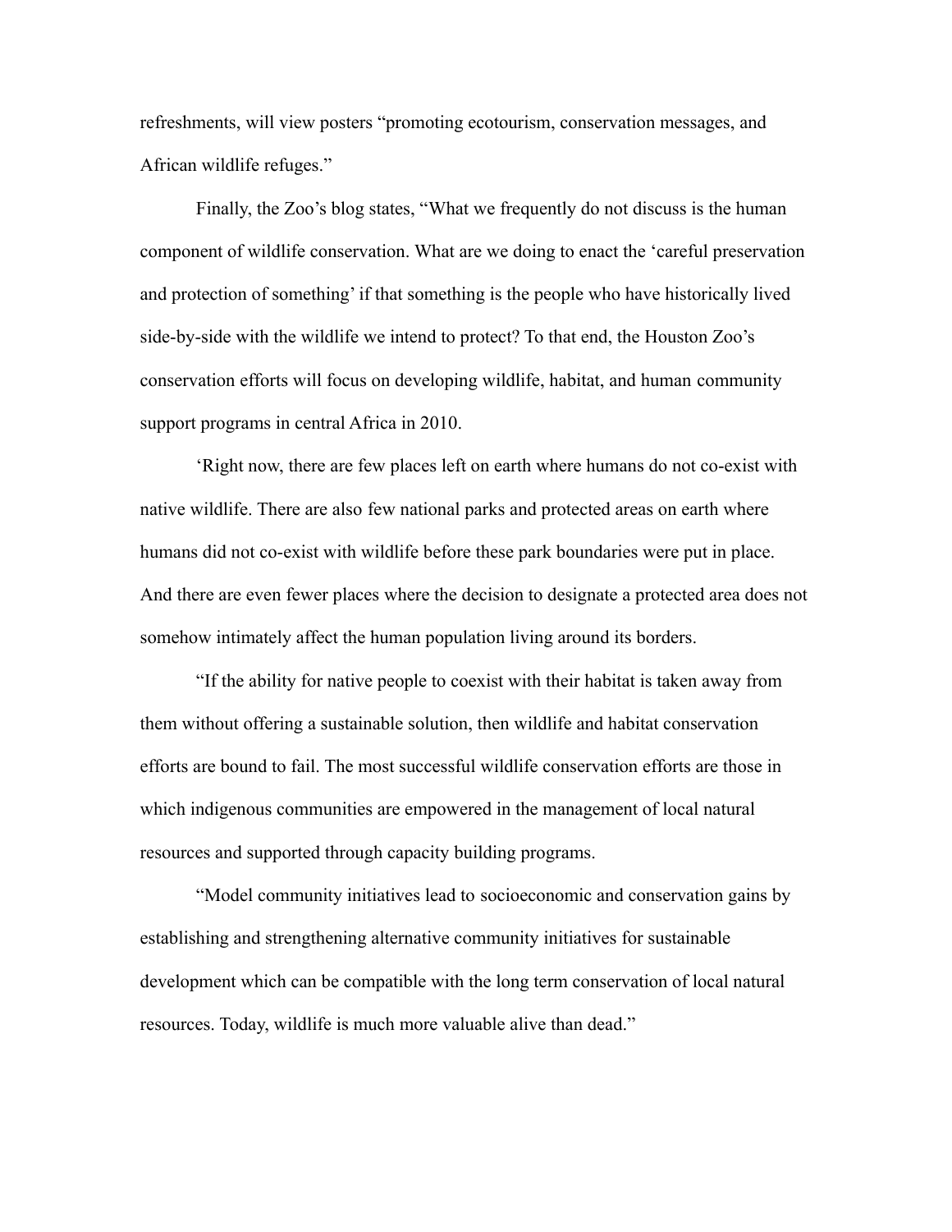refreshments, will view posters "promoting ecotourism, conservation messages, and African wildlife refuges."

Finally, the Zoo's blog states, "What we frequently do not discuss is the human component of wildlife conservation. What are we doing to enact the 'careful preservation and protection of something' if that something is the people who have historically lived side-by-side with the wildlife we intend to protect? To that end, the Houston Zoo's conservation efforts will focus on developing wildlife, habitat, and human community support programs in central Africa in 2010.

'Right now, there are few places left on earth where humans do not co-exist with native wildlife. There are also few national parks and protected areas on earth where humans did not co-exist with wildlife before these park boundaries were put in place. And there are even fewer places where the decision to designate a protected area does not somehow intimately affect the human population living around its borders.

"If the ability for native people to coexist with their habitat is taken away from them without offering a sustainable solution, then wildlife and habitat conservation efforts are bound to fail. The most successful wildlife conservation efforts are those in which indigenous communities are empowered in the management of local natural resources and supported through capacity building programs.

"Model community initiatives lead to socioeconomic and conservation gains by establishing and strengthening alternative community initiatives for sustainable development which can be compatible with the long term conservation of local natural resources. Today, wildlife is much more valuable alive than dead."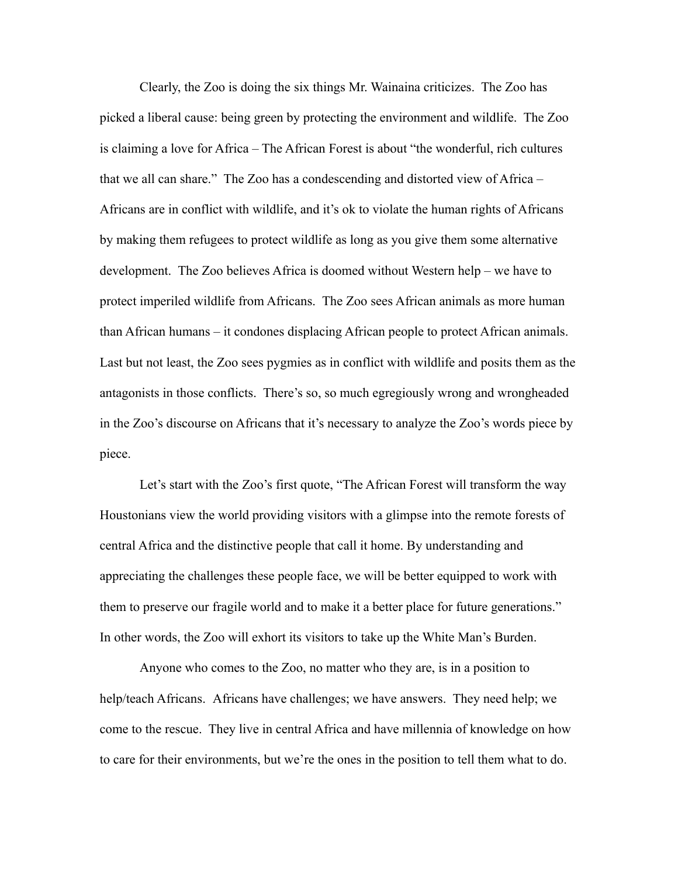Clearly, the Zoo is doing the six things Mr. Wainaina criticizes. The Zoo has picked a liberal cause: being green by protecting the environment and wildlife. The Zoo is claiming a love for Africa – The African Forest is about "the wonderful, rich cultures that we all can share." The Zoo has a condescending and distorted view of Africa – Africans are in conflict with wildlife, and it's ok to violate the human rights of Africans by making them refugees to protect wildlife as long as you give them some alternative development. The Zoo believes Africa is doomed without Western help – we have to protect imperiled wildlife from Africans. The Zoo sees African animals as more human than African humans – it condones displacing African people to protect African animals. Last but not least, the Zoo sees pygmies as in conflict with wildlife and posits them as the antagonists in those conflicts. There's so, so much egregiously wrong and wrongheaded in the Zoo's discourse on Africans that it's necessary to analyze the Zoo's words piece by piece.

Let's start with the Zoo's first quote, "The African Forest will transform the way Houstonians view the world providing visitors with a glimpse into the remote forests of central Africa and the distinctive people that call it home. By understanding and appreciating the challenges these people face, we will be better equipped to work with them to preserve our fragile world and to make it a better place for future generations." In other words, the Zoo will exhort its visitors to take up the White Man's Burden.

Anyone who comes to the Zoo, no matter who they are, is in a position to help/teach Africans. Africans have challenges; we have answers. They need help; we come to the rescue. They live in central Africa and have millennia of knowledge on how to care for their environments, but we're the ones in the position to tell them what to do.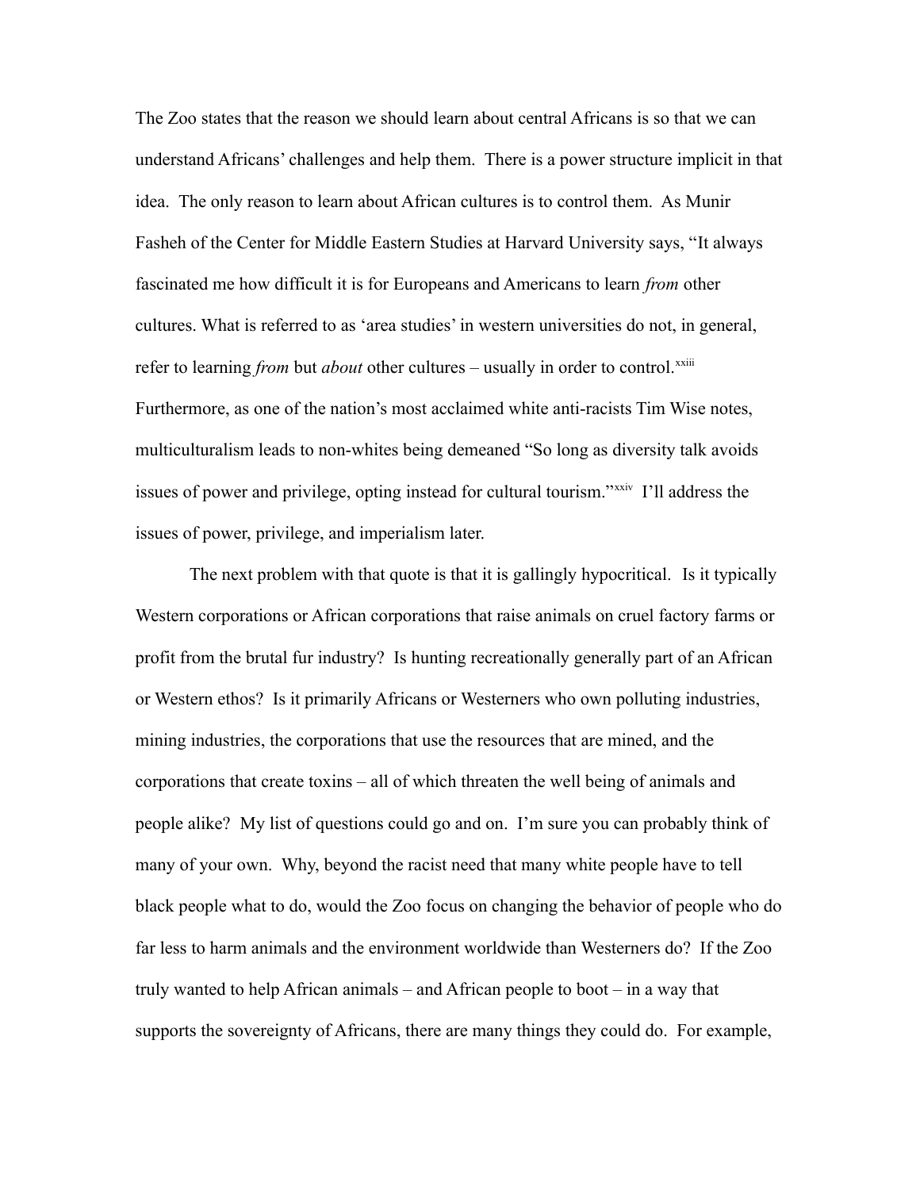The Zoo states that the reason we should learn about central Africans is so that we can understand Africans' challenges and help them. There is a power structure implicit in that idea. The only reason to learn about African cultures is to control them. As Munir Fasheh of the Center for Middle Eastern Studies at Harvard University says, "It always fascinated me how difficult it is for Europeans and Americans to learn *from* other cultures. What is referred to as 'area studies' in western universities do not, in general, refer to learning *from* but *about* other cultures – usually in order to control.[xxiii] Furthermore, as one of the nation's most acclaimed white anti-racists Tim Wise notes, multiculturalism leads to non-whites being demeaned "So long as diversity talk avoids issues of power and privilege, opting instead for cultural tourism."[xxiv] I'll address the issues of power, privilege, and imperialism later.

The next problem with that quote is that it is gallingly hypocritical. Is it typically Western corporations or African corporations that raise animals on cruel factory farms or profit from the brutal fur industry? Is hunting recreationally generally part of an African or Western ethos? Is it primarily Africans or Westerners who own polluting industries, mining industries, the corporations that use the resources that are mined, and the corporations that create toxins – all of which threaten the well being of animals and people alike? My list of questions could go and on. I'm sure you can probably think of many of your own. Why, beyond the racist need that many white people have to tell black people what to do, would the Zoo focus on changing the behavior of people who do far less to harm animals and the environment worldwide than Westerners do? If the Zoo truly wanted to help African animals – and African people to boot – in a way that supports the sovereignty of Africans, there are many things they could do. For example,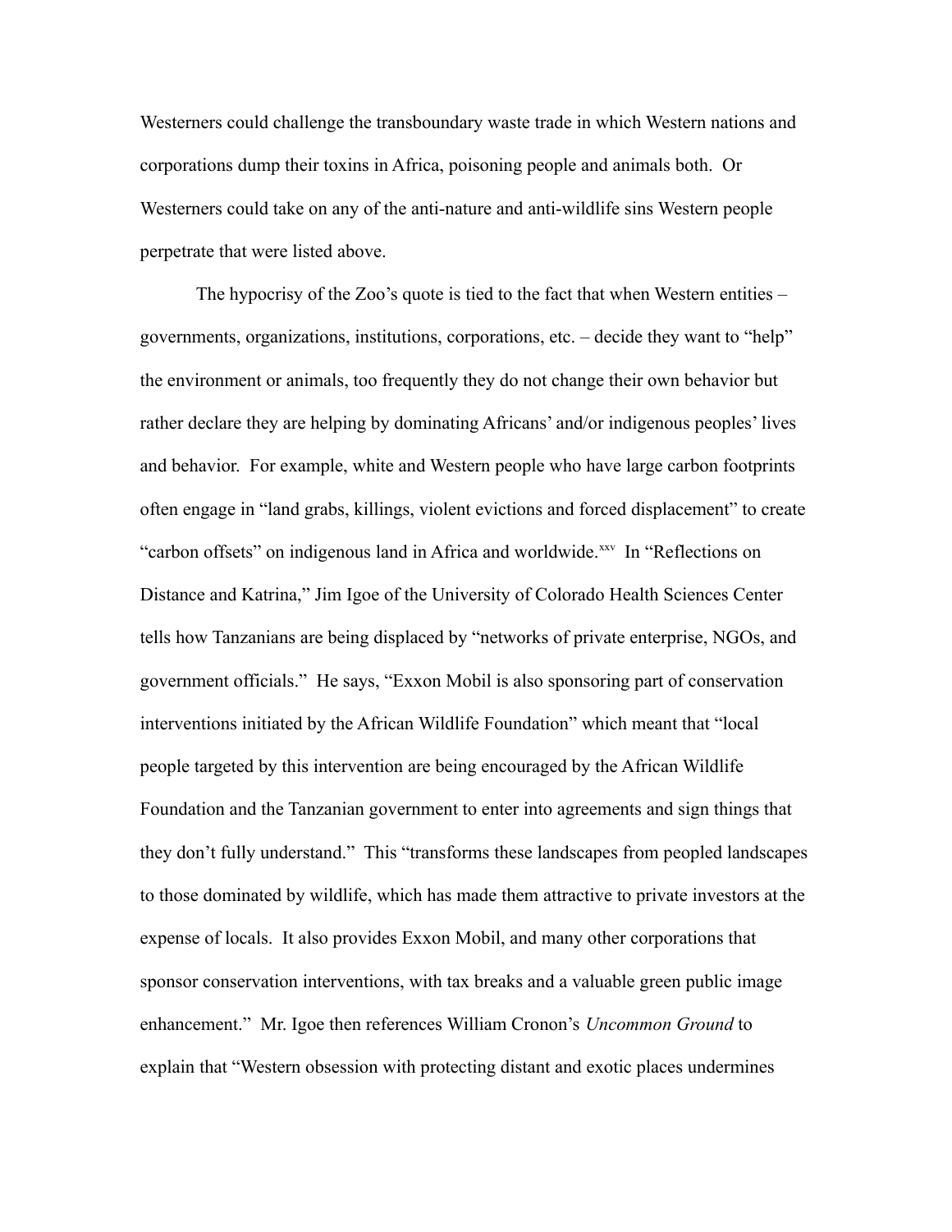Westerners could challenge the transboundary waste trade in which Western nations and corporations dump their toxins in Africa, poisoning people and animals both. Or Westerners could take on any of the anti-nature and anti-wildlife sins Western people perpetrate that were listed above.

The hypocrisy of the Zoo's quote is tied to the fact that when Western entities – governments, organizations, institutions, corporations, etc. – decide they want to "help" the environment or animals, too frequently they do not change their own behavior but rather declare they are helping by dominating Africans' and/or indigenous peoples' lives and behavior. For example, white and Western people who have large carbon footprints often engage in "land grabs, killings, violent evictions and forced displacement" to create "carbon offsets" on indigenous land in Africa and worldwide.[xxv] In "Reflections on Distance and Katrina," Jim Igoe of the University of Colorado Health Sciences Center tells how Tanzanians are being displaced by "networks of private enterprise, NGOs, and government officials." He says, "Exxon Mobil is also sponsoring part of conservation interventions initiated by the African Wildlife Foundation" which meant that "local people targeted by this intervention are being encouraged by the African Wildlife Foundation and the Tanzanian government to enter into agreements and sign things that they don't fully understand." This "transforms these landscapes from peopled landscapes to those dominated by wildlife, which has made them attractive to private investors at the expense of locals. It also provides Exxon Mobil, and many other corporations that sponsor conservation interventions, with tax breaks and a valuable green public image enhancement." Mr. Igoe then references William Cronon's *Uncommon Ground* to explain that "Western obsession with protecting distant and exotic places undermines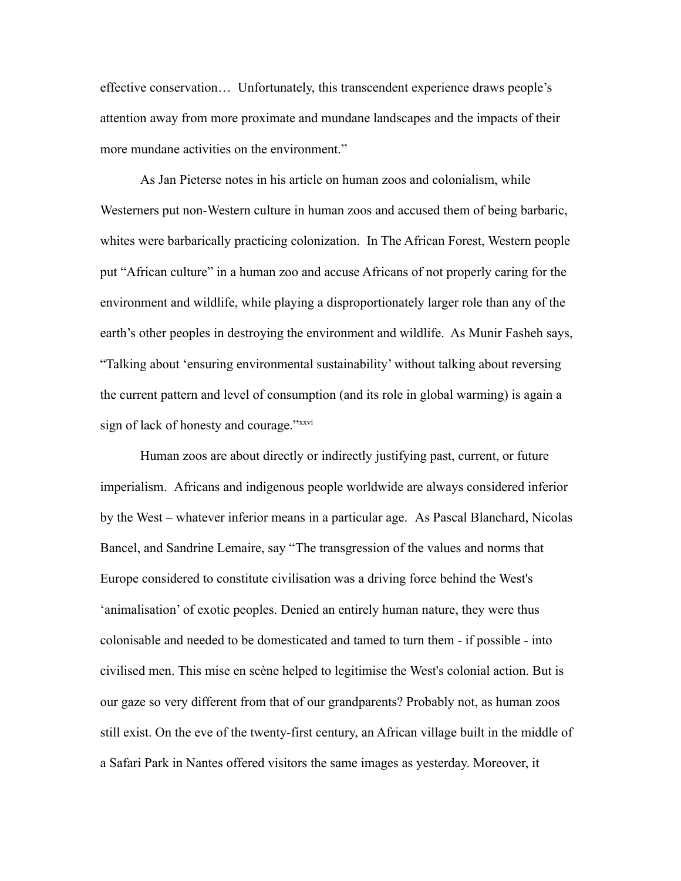effective conservation… Unfortunately, this transcendent experience draws people's attention away from more proximate and mundane landscapes and the impacts of their more mundane activities on the environment."

As Jan Pieterse notes in his article on human zoos and colonialism, while Westerners put non-Western culture in human zoos and accused them of being barbaric, whites were barbarically practicing colonization. In The African Forest, Western people put "African culture" in a human zoo and accuse Africans of not properly caring for the environment and wildlife, while playing a disproportionately larger role than any of the earth's other peoples in destroying the environment and wildlife. As Munir Fasheh says, "Talking about 'ensuring environmental sustainability' without talking about reversing the current pattern and level of consumption (and its role in global warming) is again a sign of lack of honesty and courage."[xxvi]

Human zoos are about directly or indirectly justifying past, current, or future imperialism. Africans and indigenous people worldwide are always considered inferior by the West – whatever inferior means in a particular age. As Pascal Blanchard, Nicolas Bancel, and Sandrine Lemaire, say "The transgression of the values and norms that Europe considered to constitute civilisation was a driving force behind the West's 'animalisation' of exotic peoples. Denied an entirely human nature, they were thus colonisable and needed to be domesticated and tamed to turn them - if possible - into civilised men. This mise en scène helped to legitimise the West's colonial action. But is our gaze so very different from that of our grandparents? Probably not, as human zoos still exist. On the eve of the twenty-first century, an African village built in the middle of a Safari Park in Nantes offered visitors the same images as yesterday. Moreover, it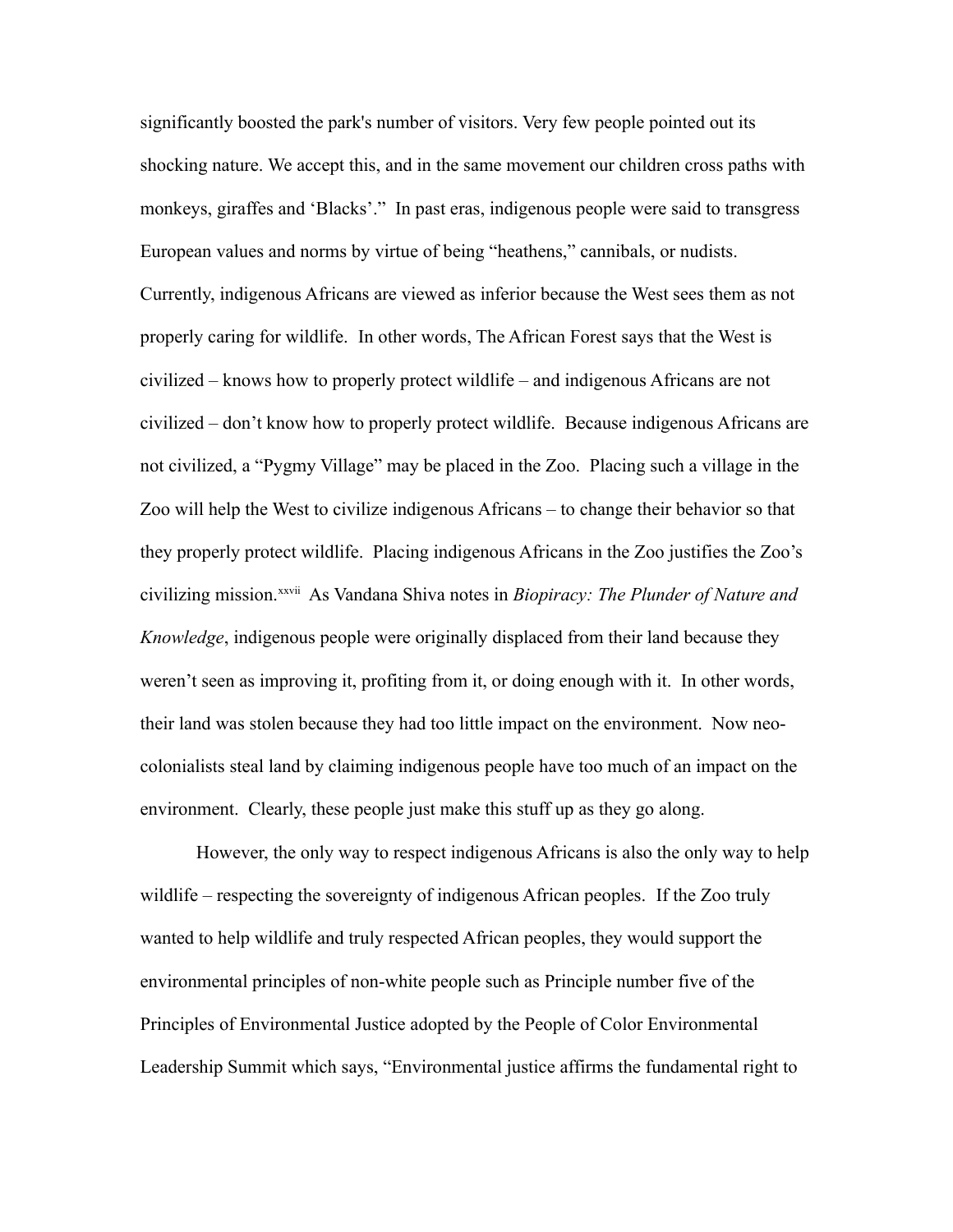significantly boosted the park's number of visitors. Very few people pointed out its shocking nature. We accept this, and in the same movement our children cross paths with monkeys, giraffes and 'Blacks'." In past eras, indigenous people were said to transgress European values and norms by virtue of being "heathens," cannibals, or nudists. Currently, indigenous Africans are viewed as inferior because the West sees them as not properly caring for wildlife. In other words, The African Forest says that the West is civilized – knows how to properly protect wildlife – and indigenous Africans are not civilized – don't know how to properly protect wildlife. Because indigenous Africans are not civilized, a "Pygmy Village" may be placed in the Zoo. Placing such a village in the Zoo will help the West to civilize indigenous Africans – to change their behavior so that they properly protect wildlife. Placing indigenous Africans in the Zoo justifies the Zoo's civilizing mission.[xxvii] As Vandana Shiva notes in *Biopiracy: The Plunder of Nature and Knowledge*, indigenous people were originally displaced from their land because they weren't seen as improving it, profiting from it, or doing enough with it. In other words, their land was stolen because they had too little impact on the environment. Now neo-colonialists steal land by claiming indigenous people have too much of an impact on the environment. Clearly, these people just make this stuff up as they go along.

However, the only way to respect indigenous Africans is also the only way to help wildlife – respecting the sovereignty of indigenous African peoples. If the Zoo truly wanted to help wildlife and truly respected African peoples, they would support the environmental principles of non-white people such as Principle number five of the Principles of Environmental Justice adopted by the People of Color Environmental Leadership Summit which says, "Environmental justice affirms the fundamental right to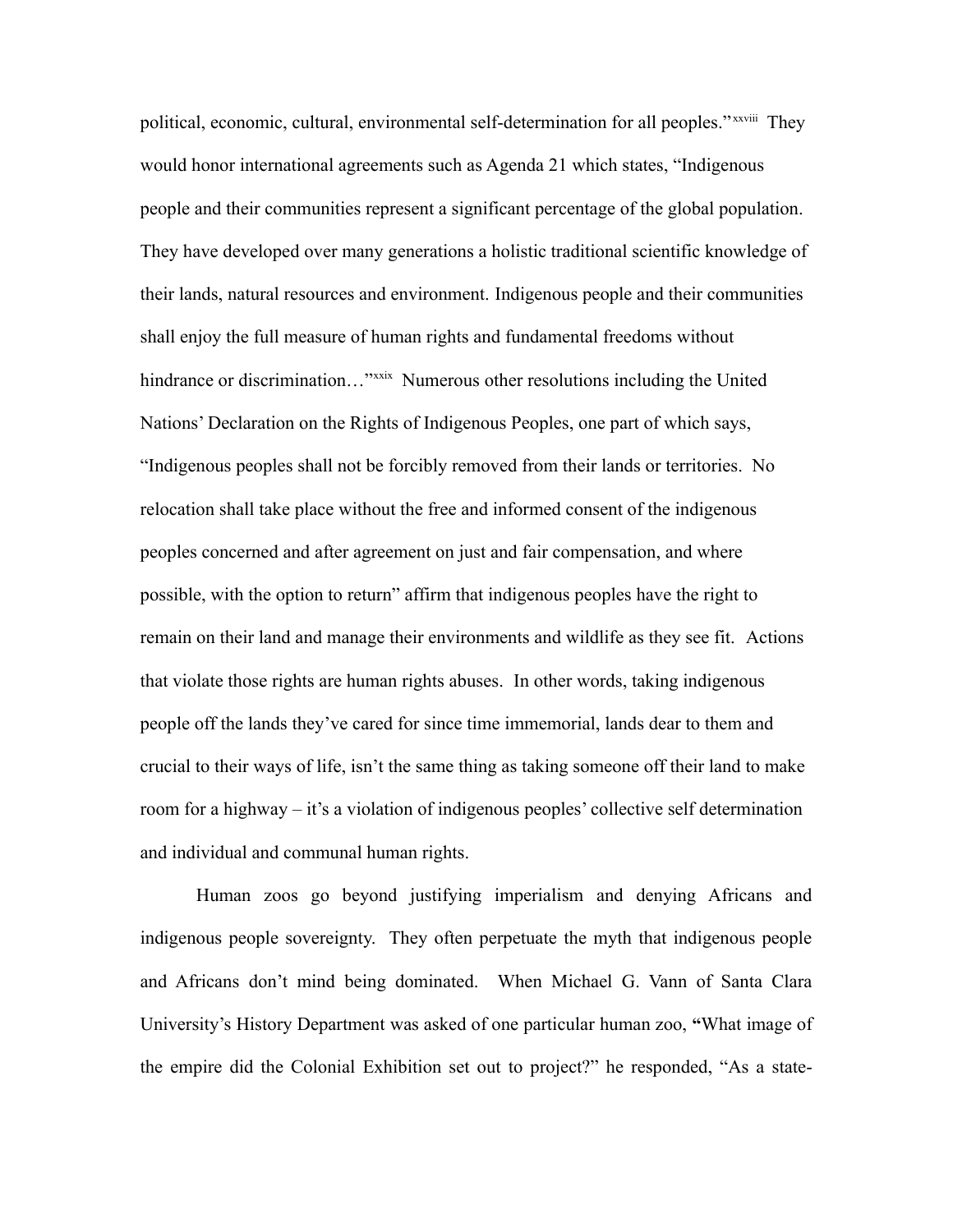political, economic, cultural, environmental self-determination for all peoples."[xxviii] They would honor international agreements such as Agenda 21 which states, "Indigenous people and their communities represent a significant percentage of the global population. They have developed over many generations a holistic traditional scientific knowledge of their lands, natural resources and environment. Indigenous people and their communities shall enjoy the full measure of human rights and fundamental freedoms without hindrance or discrimination…"[xxix] Numerous other resolutions including the United Nations' Declaration on the Rights of Indigenous Peoples, one part of which says, "Indigenous peoples shall not be forcibly removed from their lands or territories. No relocation shall take place without the free and informed consent of the indigenous peoples concerned and after agreement on just and fair compensation, and where possible, with the option to return" affirm that indigenous peoples have the right to remain on their land and manage their environments and wildlife as they see fit. Actions that violate those rights are human rights abuses. In other words, taking indigenous people off the lands they've cared for since time immemorial, lands dear to them and crucial to their ways of life, isn't the same thing as taking someone off their land to make room for a highway – it's a violation of indigenous peoples' collective self determination and individual and communal human rights.

Human zoos go beyond justifying imperialism and denying Africans and indigenous people sovereignty. They often perpetuate the myth that indigenous people and Africans don't mind being dominated. When Michael G. Vann of Santa Clara University's History Department was asked of one particular human zoo, **"**What image of the empire did the Colonial Exhibition set out to project?" he responded, "As a state-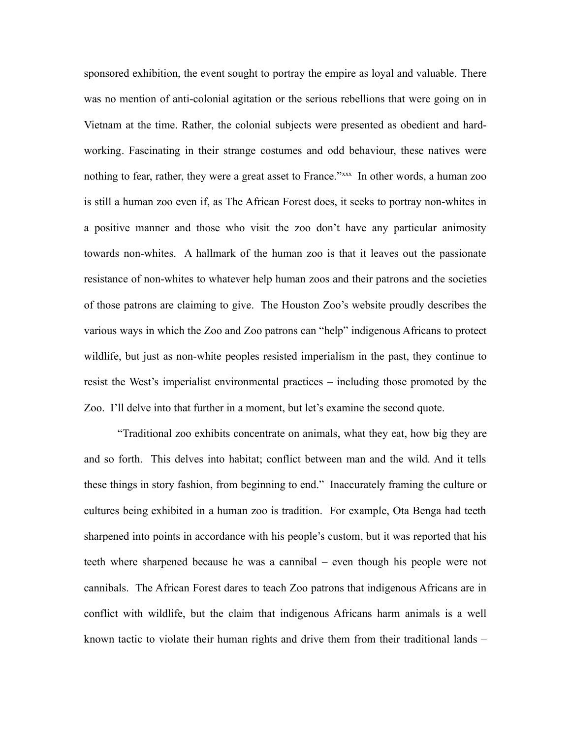sponsored exhibition, the event sought to portray the empire as loyal and valuable. There was no mention of anti-colonial agitation or the serious rebellions that were going on in Vietnam at the time. Rather, the colonial subjects were presented as obedient and hard-working. Fascinating in their strange costumes and odd behaviour, these natives were nothing to fear, rather, they were a great asset to France."[xxx] In other words, a human zoo is still a human zoo even if, as The African Forest does, it seeks to portray non-whites in a positive manner and those who visit the zoo don't have any particular animosity towards non-whites. A hallmark of the human zoo is that it leaves out the passionate resistance of non-whites to whatever help human zoos and their patrons and the societies of those patrons are claiming to give. The Houston Zoo's website proudly describes the various ways in which the Zoo and Zoo patrons can "help" indigenous Africans to protect wildlife, but just as non-white peoples resisted imperialism in the past, they continue to resist the West's imperialist environmental practices – including those promoted by the Zoo. I'll delve into that further in a moment, but let's examine the second quote.

"Traditional zoo exhibits concentrate on animals, what they eat, how big they are and so forth. This delves into habitat; conflict between man and the wild. And it tells these things in story fashion, from beginning to end." Inaccurately framing the culture or cultures being exhibited in a human zoo is tradition. For example, Ota Benga had teeth sharpened into points in accordance with his people's custom, but it was reported that his teeth where sharpened because he was a cannibal – even though his people were not cannibals. The African Forest dares to teach Zoo patrons that indigenous Africans are in conflict with wildlife, but the claim that indigenous Africans harm animals is a well known tactic to violate their human rights and drive them from their traditional lands –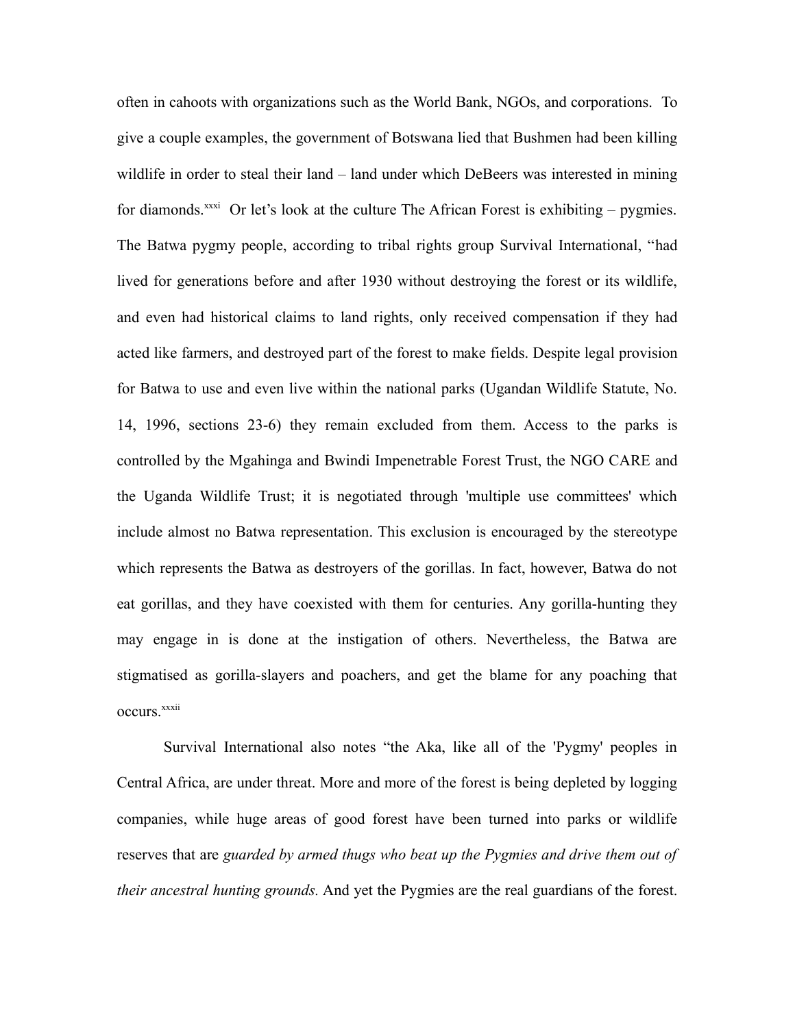often in cahoots with organizations such as the World Bank, NGOs, and corporations. To give a couple examples, the government of Botswana lied that Bushmen had been killing wildlife in order to steal their land – land under which DeBeers was interested in mining for diamonds.[xxxi] Or let's look at the culture The African Forest is exhibiting – pygmies. The Batwa pygmy people, according to tribal rights group Survival International, "had lived for generations before and after 1930 without destroying the forest or its wildlife, and even had historical claims to land rights, only received compensation if they had acted like farmers, and destroyed part of the forest to make fields. Despite legal provision for Batwa to use and even live within the national parks (Ugandan Wildlife Statute, No. 14, 1996, sections 23-6) they remain excluded from them. Access to the parks is controlled by the Mgahinga and Bwindi Impenetrable Forest Trust, the NGO CARE and the Uganda Wildlife Trust; it is negotiated through 'multiple use committees' which include almost no Batwa representation. This exclusion is encouraged by the stereotype which represents the Batwa as destroyers of the gorillas. In fact, however, Batwa do not eat gorillas, and they have coexisted with them for centuries. Any gorilla-hunting they may engage in is done at the instigation of others. Nevertheless, the Batwa are stigmatised as gorilla-slayers and poachers, and get the blame for any poaching that occurs.[xxxii]

Survival International also notes "the Aka, like all of the 'Pygmy' peoples in Central Africa, are under threat. More and more of the forest is being depleted by logging companies, while huge areas of good forest have been turned into parks or wildlife reserves that are *guarded by armed thugs who beat up the Pygmies and drive them out of their ancestral hunting grounds.* And yet the Pygmies are the real guardians of the forest.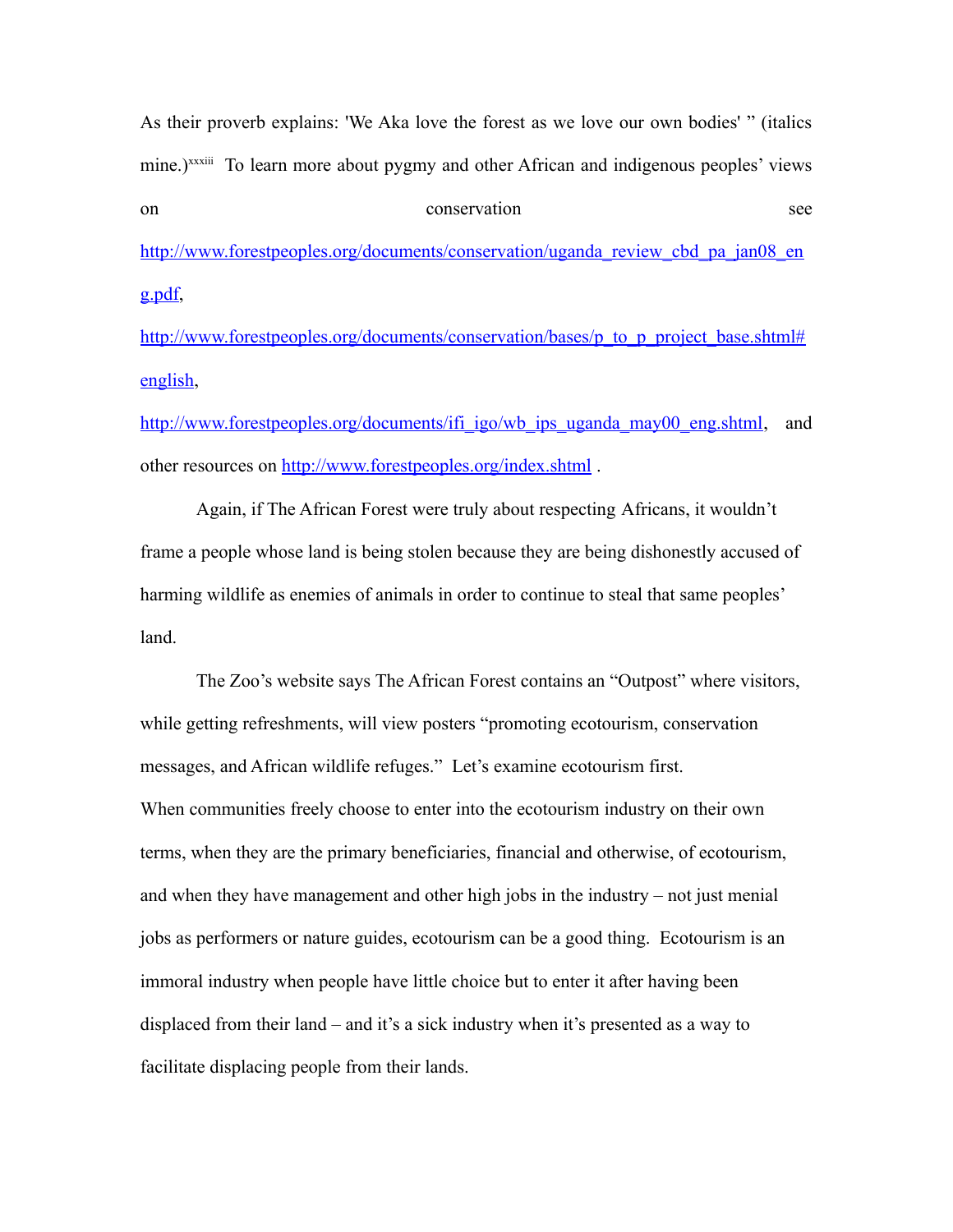As their proverb explains: 'We Aka love the forest as we love our own bodies' " (italics mine.)[xxxiii] To learn more about pygmy and other African and indigenous peoples' views on conservation see http://www.forestpeoples.org/documents/conservation/uganda_review_cbd_pa_jan08_eng.pdf, http://www.forestpeoples.org/documents/conservation/bases/p_to_p_project_base.shtml#english, http://www.forestpeoples.org/documents/ifi_igo/wb_ips_uganda_may00_eng.shtml, and other resources on http://www.forestpeoples.org/index.shtml .

Again, if The African Forest were truly about respecting Africans, it wouldn't frame a people whose land is being stolen because they are being dishonestly accused of harming wildlife as enemies of animals in order to continue to steal that same peoples' land.

The Zoo's website says The African Forest contains an "Outpost" where visitors, while getting refreshments, will view posters "promoting ecotourism, conservation messages, and African wildlife refuges." Let's examine ecotourism first.

When communities freely choose to enter into the ecotourism industry on their own terms, when they are the primary beneficiaries, financial and otherwise, of ecotourism, and when they have management and other high jobs in the industry – not just menial jobs as performers or nature guides, ecotourism can be a good thing. Ecotourism is an immoral industry when people have little choice but to enter it after having been displaced from their land – and it's a sick industry when it's presented as a way to facilitate displacing people from their lands.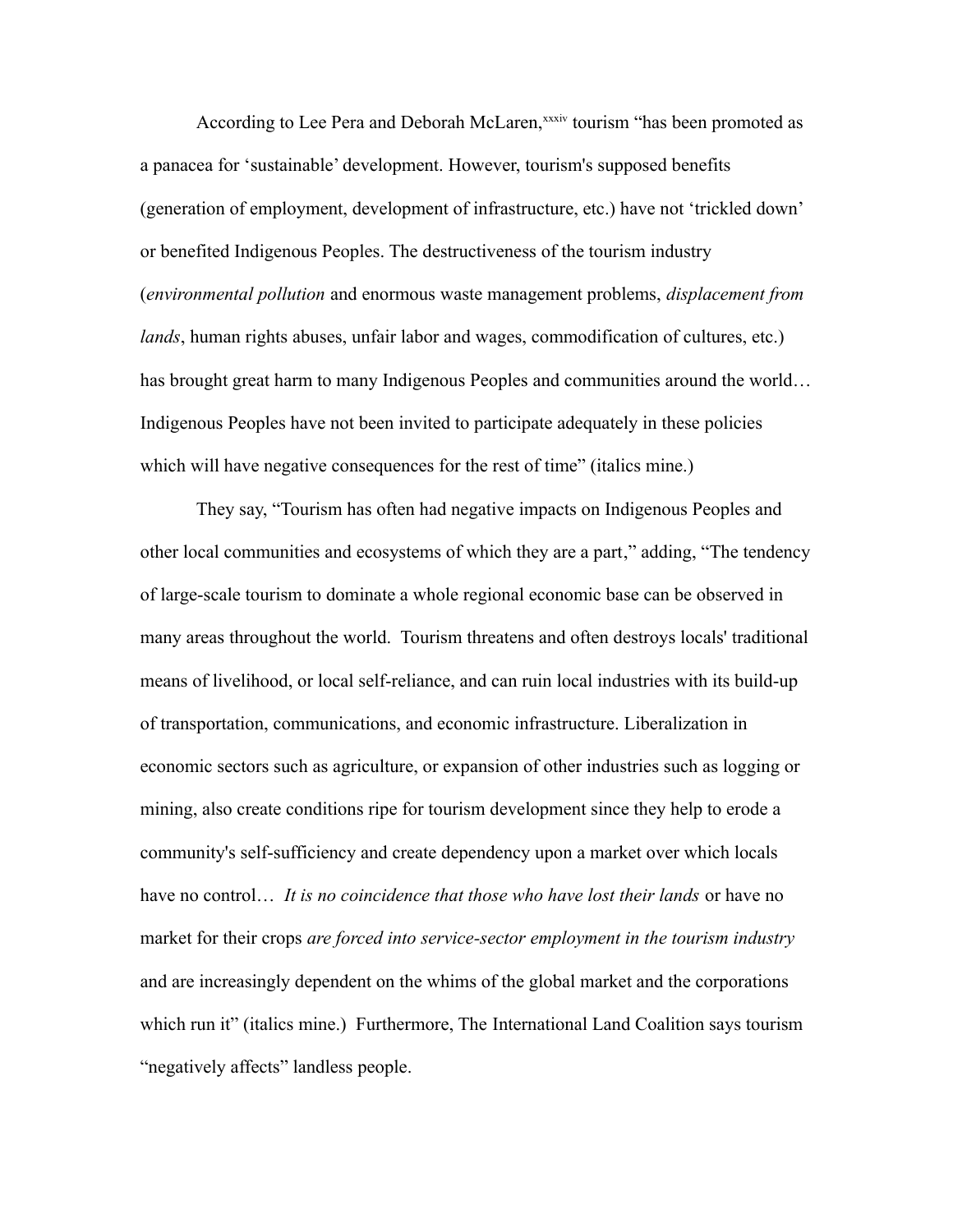According to Lee Pera and Deborah McLaren,[xxxiv] tourism "has been promoted as a panacea for 'sustainable' development. However, tourism's supposed benefits (generation of employment, development of infrastructure, etc.) have not 'trickled down' or benefited Indigenous Peoples. The destructiveness of the tourism industry (*environmental pollution* and enormous waste management problems, *displacement from lands*, human rights abuses, unfair labor and wages, commodification of cultures, etc.) has brought great harm to many Indigenous Peoples and communities around the world… Indigenous Peoples have not been invited to participate adequately in these policies which will have negative consequences for the rest of time" (italics mine.)

They say, "Tourism has often had negative impacts on Indigenous Peoples and other local communities and ecosystems of which they are a part," adding, "The tendency of large-scale tourism to dominate a whole regional economic base can be observed in many areas throughout the world. Tourism threatens and often destroys locals' traditional means of livelihood, or local self-reliance, and can ruin local industries with its build-up of transportation, communications, and economic infrastructure. Liberalization in economic sectors such as agriculture, or expansion of other industries such as logging or mining, also create conditions ripe for tourism development since they help to erode a community's self-sufficiency and create dependency upon a market over which locals have no control… *It is no coincidence that those who have lost their lands* or have no market for their crops *are forced into service-sector employment in the tourism industry* and are increasingly dependent on the whims of the global market and the corporations which run it" (italics mine.) Furthermore, The International Land Coalition says tourism "negatively affects" landless people.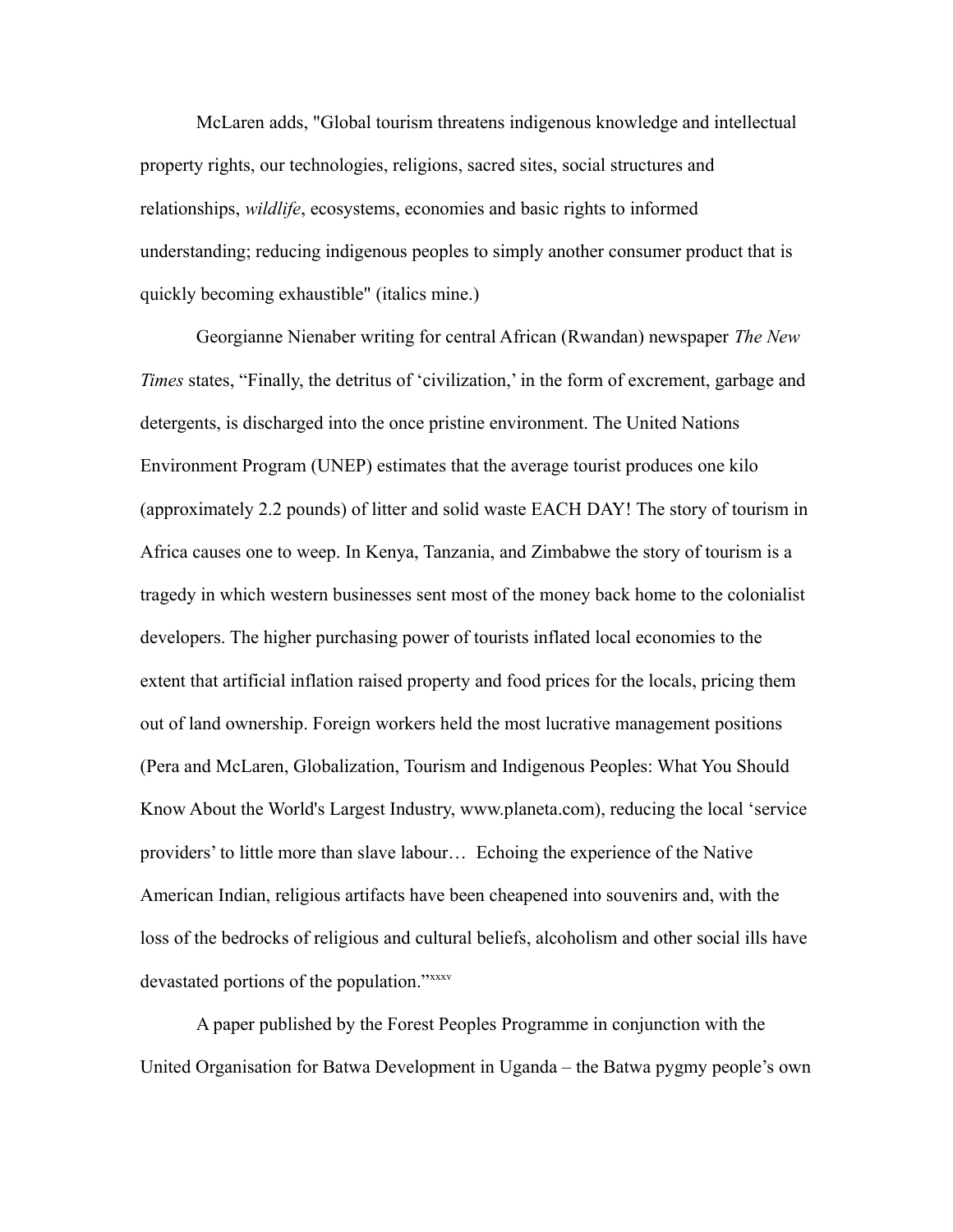McLaren adds, "Global tourism threatens indigenous knowledge and intellectual property rights, our technologies, religions, sacred sites, social structures and relationships, *wildlife*, ecosystems, economies and basic rights to informed understanding; reducing indigenous peoples to simply another consumer product that is quickly becoming exhaustible" (italics mine.)

Georgianne Nienaber writing for central African (Rwandan) newspaper *The New Times* states, "Finally, the detritus of 'civilization,' in the form of excrement, garbage and detergents, is discharged into the once pristine environment. The United Nations Environment Program (UNEP) estimates that the average tourist produces one kilo (approximately 2.2 pounds) of litter and solid waste EACH DAY! The story of tourism in Africa causes one to weep. In Kenya, Tanzania, and Zimbabwe the story of tourism is a tragedy in which western businesses sent most of the money back home to the colonialist developers. The higher purchasing power of tourists inflated local economies to the extent that artificial inflation raised property and food prices for the locals, pricing them out of land ownership. Foreign workers held the most lucrative management positions (Pera and McLaren, Globalization, Tourism and Indigenous Peoples: What You Should Know About the World's Largest Industry, www.planeta.com), reducing the local 'service providers' to little more than slave labour… Echoing the experience of the Native American Indian, religious artifacts have been cheapened into souvenirs and, with the loss of the bedrocks of religious and cultural beliefs, alcoholism and other social ills have devastated portions of the population."[xxxv]

A paper published by the Forest Peoples Programme in conjunction with the United Organisation for Batwa Development in Uganda – the Batwa pygmy people's own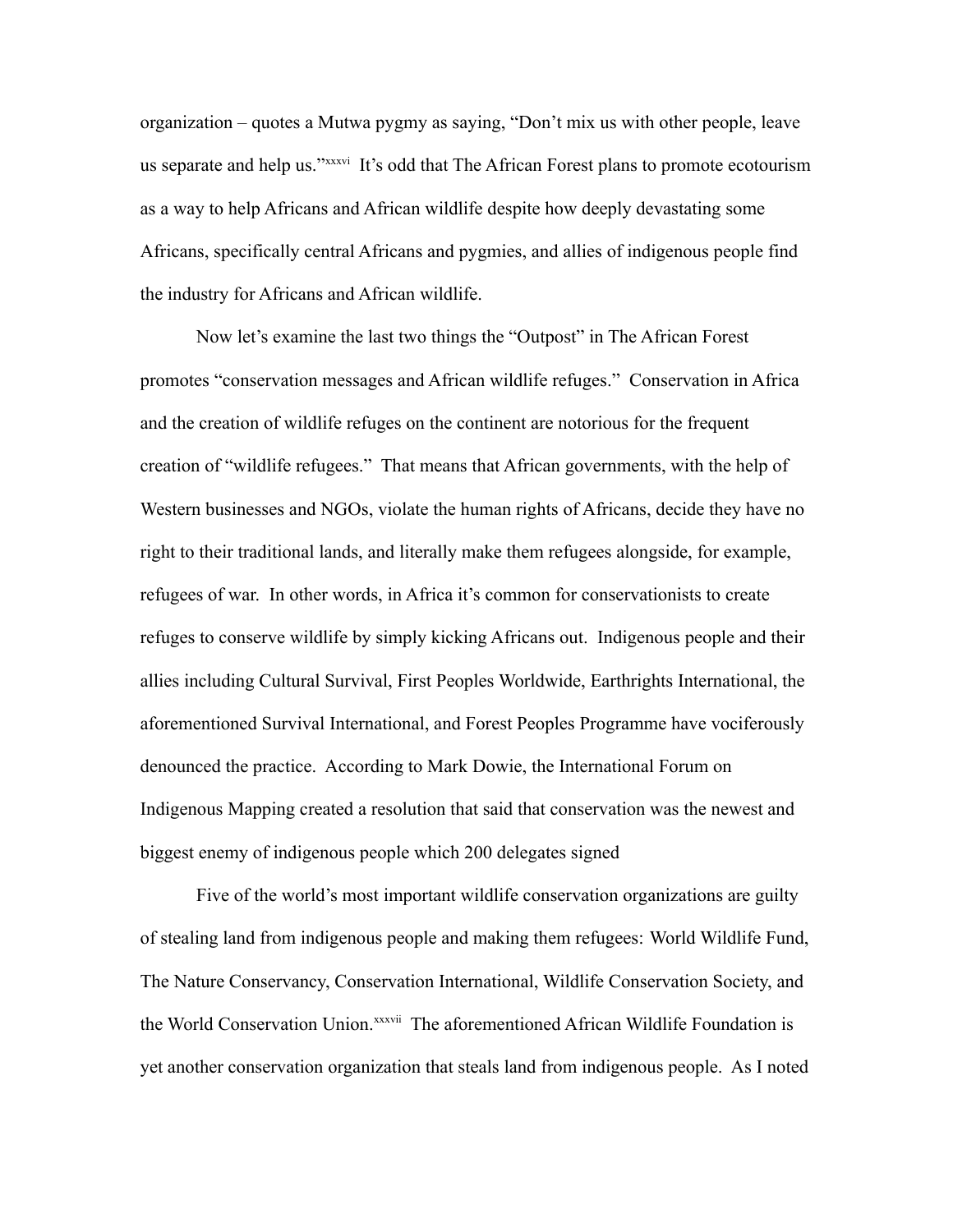organization – quotes a Mutwa pygmy as saying, "Don't mix us with other people, leave us separate and help us."[xxxvi] It's odd that The African Forest plans to promote ecotourism as a way to help Africans and African wildlife despite how deeply devastating some Africans, specifically central Africans and pygmies, and allies of indigenous people find the industry for Africans and African wildlife.

Now let's examine the last two things the "Outpost" in The African Forest promotes "conservation messages and African wildlife refuges." Conservation in Africa and the creation of wildlife refuges on the continent are notorious for the frequent creation of "wildlife refugees." That means that African governments, with the help of Western businesses and NGOs, violate the human rights of Africans, decide they have no right to their traditional lands, and literally make them refugees alongside, for example, refugees of war. In other words, in Africa it's common for conservationists to create refuges to conserve wildlife by simply kicking Africans out. Indigenous people and their allies including Cultural Survival, First Peoples Worldwide, Earthrights International, the aforementioned Survival International, and Forest Peoples Programme have vociferously denounced the practice. According to Mark Dowie, the International Forum on Indigenous Mapping created a resolution that said that conservation was the newest and biggest enemy of indigenous people which 200 delegates signed

Five of the world's most important wildlife conservation organizations are guilty of stealing land from indigenous people and making them refugees: World Wildlife Fund, The Nature Conservancy, Conservation International, Wildlife Conservation Society, and the World Conservation Union.[xxxvii] The aforementioned African Wildlife Foundation is yet another conservation organization that steals land from indigenous people. As I noted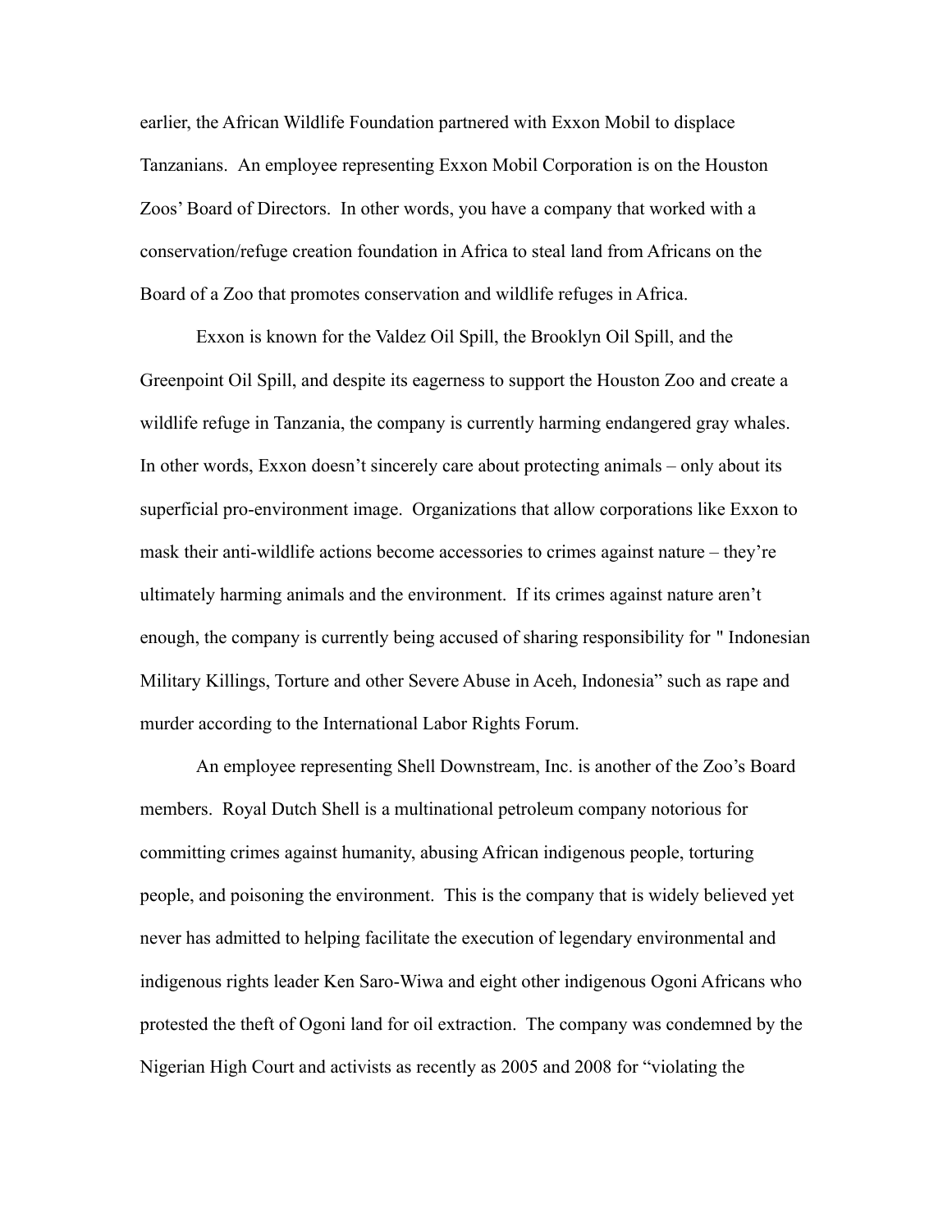earlier, the African Wildlife Foundation partnered with Exxon Mobil to displace Tanzanians. An employee representing Exxon Mobil Corporation is on the Houston Zoos' Board of Directors. In other words, you have a company that worked with a conservation/refuge creation foundation in Africa to steal land from Africans on the Board of a Zoo that promotes conservation and wildlife refuges in Africa.

Exxon is known for the Valdez Oil Spill, the Brooklyn Oil Spill, and the Greenpoint Oil Spill, and despite its eagerness to support the Houston Zoo and create a wildlife refuge in Tanzania, the company is currently harming endangered gray whales. In other words, Exxon doesn't sincerely care about protecting animals – only about its superficial pro-environment image. Organizations that allow corporations like Exxon to mask their anti-wildlife actions become accessories to crimes against nature – they're ultimately harming animals and the environment. If its crimes against nature aren't enough, the company is currently being accused of sharing responsibility for " Indonesian Military Killings, Torture and other Severe Abuse in Aceh, Indonesia" such as rape and murder according to the International Labor Rights Forum.

An employee representing Shell Downstream, Inc. is another of the Zoo's Board members. Royal Dutch Shell is a multinational petroleum company notorious for committing crimes against humanity, abusing African indigenous people, torturing people, and poisoning the environment. This is the company that is widely believed yet never has admitted to helping facilitate the execution of legendary environmental and indigenous rights leader Ken Saro-Wiwa and eight other indigenous Ogoni Africans who protested the theft of Ogoni land for oil extraction. The company was condemned by the Nigerian High Court and activists as recently as 2005 and 2008 for "violating the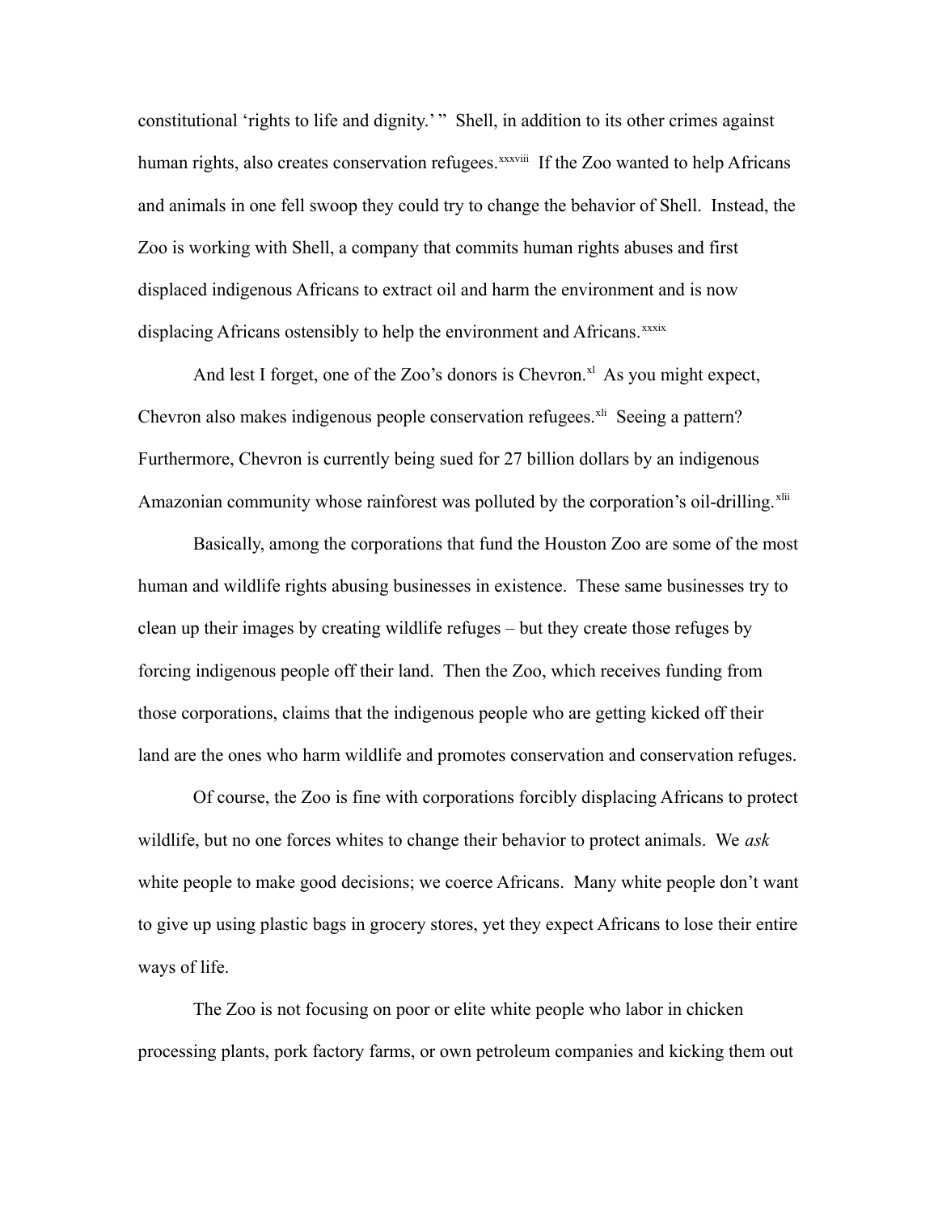constitutional 'rights to life and dignity.' " Shell, in addition to its other crimes against human rights, also creates conservation refugees.[xxxviii] If the Zoo wanted to help Africans and animals in one fell swoop they could try to change the behavior of Shell. Instead, the Zoo is working with Shell, a company that commits human rights abuses and first displaced indigenous Africans to extract oil and harm the environment and is now displacing Africans ostensibly to help the environment and Africans.[xxxix]

And lest I forget, one of the Zoo's donors is Chevron.[xl] As you might expect, Chevron also makes indigenous people conservation refugees.[xli] Seeing a pattern? Furthermore, Chevron is currently being sued for 27 billion dollars by an indigenous Amazonian community whose rainforest was polluted by the corporation's oil-drilling.[xlii]

Basically, among the corporations that fund the Houston Zoo are some of the most human and wildlife rights abusing businesses in existence. These same businesses try to clean up their images by creating wildlife refuges – but they create those refuges by forcing indigenous people off their land. Then the Zoo, which receives funding from those corporations, claims that the indigenous people who are getting kicked off their land are the ones who harm wildlife and promotes conservation and conservation refuges.

Of course, the Zoo is fine with corporations forcibly displacing Africans to protect wildlife, but no one forces whites to change their behavior to protect animals. We *ask* white people to make good decisions; we coerce Africans. Many white people don't want to give up using plastic bags in grocery stores, yet they expect Africans to lose their entire ways of life.

The Zoo is not focusing on poor or elite white people who labor in chicken processing plants, pork factory farms, or own petroleum companies and kicking them out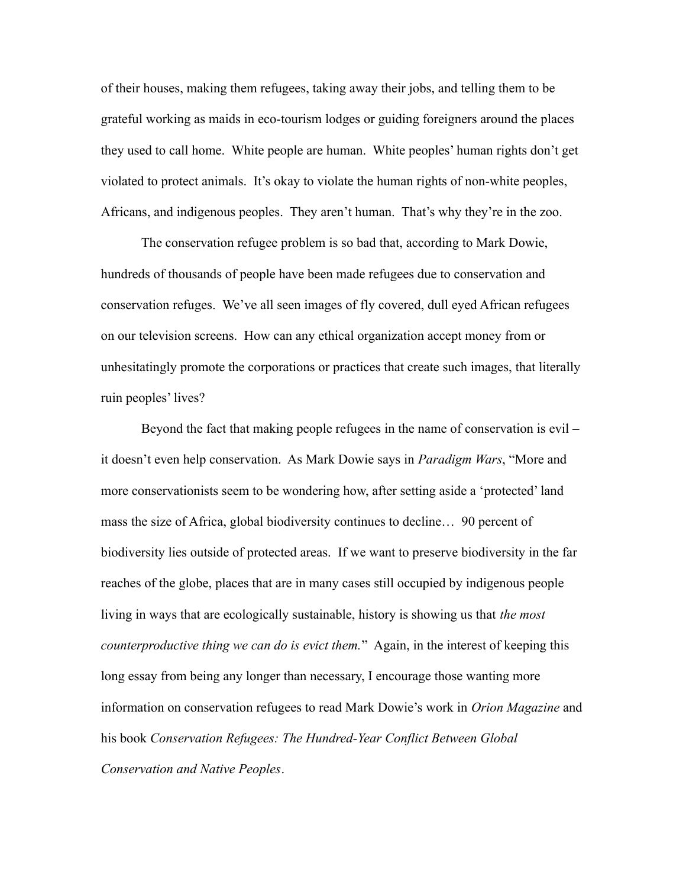of their houses, making them refugees, taking away their jobs, and telling them to be grateful working as maids in eco-tourism lodges or guiding foreigners around the places they used to call home. White people are human. White peoples' human rights don't get violated to protect animals. It's okay to violate the human rights of non-white peoples, Africans, and indigenous peoples. They aren't human. That's why they're in the zoo.

The conservation refugee problem is so bad that, according to Mark Dowie, hundreds of thousands of people have been made refugees due to conservation and conservation refuges. We've all seen images of fly covered, dull eyed African refugees on our television screens. How can any ethical organization accept money from or unhesitatingly promote the corporations or practices that create such images, that literally ruin peoples' lives?

Beyond the fact that making people refugees in the name of conservation is evil – it doesn't even help conservation. As Mark Dowie says in *Paradigm Wars*, "More and more conservationists seem to be wondering how, after setting aside a 'protected' land mass the size of Africa, global biodiversity continues to decline… 90 percent of biodiversity lies outside of protected areas. If we want to preserve biodiversity in the far reaches of the globe, places that are in many cases still occupied by indigenous people living in ways that are ecologically sustainable, history is showing us that *the most counterproductive thing we can do is evict them.*" Again, in the interest of keeping this long essay from being any longer than necessary, I encourage those wanting more information on conservation refugees to read Mark Dowie's work in *Orion Magazine* and his book *Conservation Refugees: The Hundred-Year Conflict Between Global Conservation and Native Peoples*.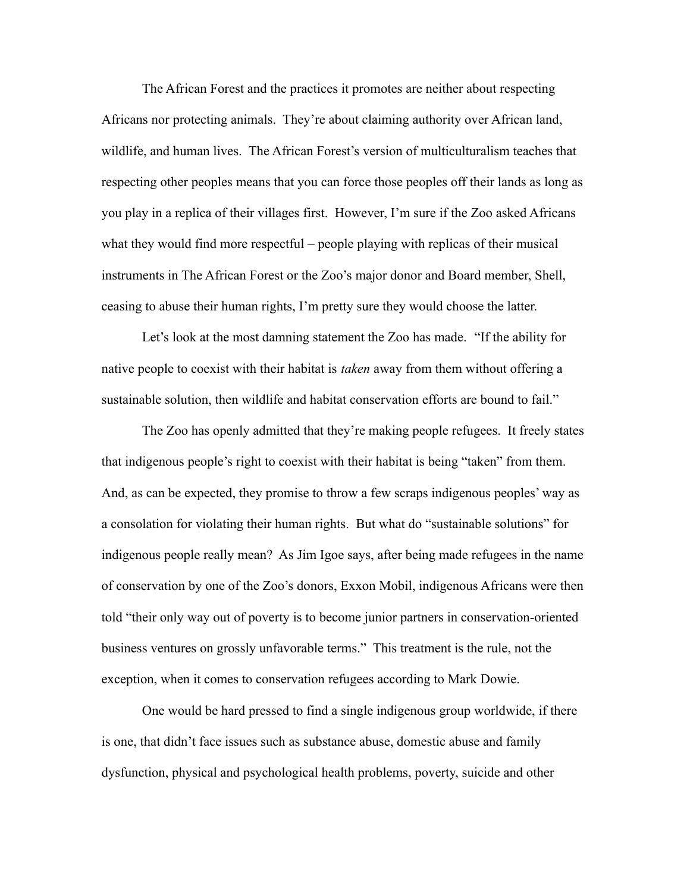The African Forest and the practices it promotes are neither about respecting Africans nor protecting animals. They're about claiming authority over African land, wildlife, and human lives. The African Forest's version of multiculturalism teaches that respecting other peoples means that you can force those peoples off their lands as long as you play in a replica of their villages first. However, I'm sure if the Zoo asked Africans what they would find more respectful – people playing with replicas of their musical instruments in The African Forest or the Zoo's major donor and Board member, Shell, ceasing to abuse their human rights, I'm pretty sure they would choose the latter.

Let's look at the most damning statement the Zoo has made. "If the ability for native people to coexist with their habitat is *taken* away from them without offering a sustainable solution, then wildlife and habitat conservation efforts are bound to fail."

The Zoo has openly admitted that they're making people refugees. It freely states that indigenous people's right to coexist with their habitat is being "taken" from them. And, as can be expected, they promise to throw a few scraps indigenous peoples' way as a consolation for violating their human rights. But what do "sustainable solutions" for indigenous people really mean? As Jim Igoe says, after being made refugees in the name of conservation by one of the Zoo's donors, Exxon Mobil, indigenous Africans were then told "their only way out of poverty is to become junior partners in conservation-oriented business ventures on grossly unfavorable terms." This treatment is the rule, not the exception, when it comes to conservation refugees according to Mark Dowie.

One would be hard pressed to find a single indigenous group worldwide, if there is one, that didn't face issues such as substance abuse, domestic abuse and family dysfunction, physical and psychological health problems, poverty, suicide and other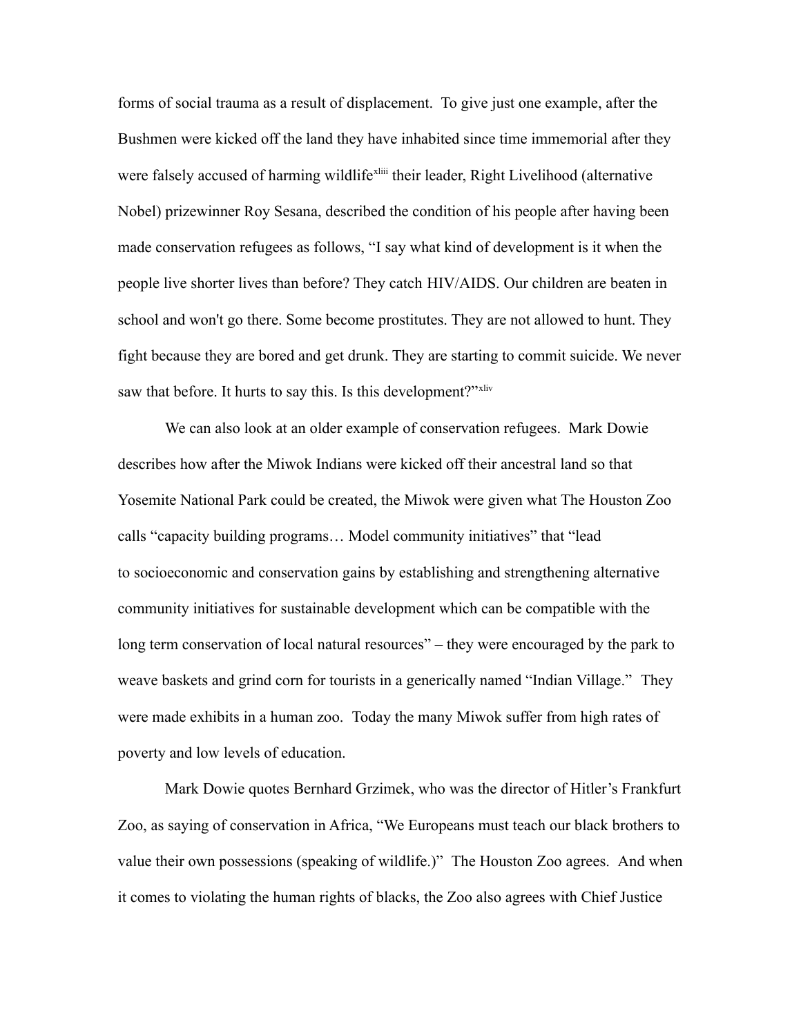forms of social trauma as a result of displacement. To give just one example, after the Bushmen were kicked off the land they have inhabited since time immemorial after they were falsely accused of harming wildlife[xliii] their leader, Right Livelihood (alternative Nobel) prizewinner Roy Sesana, described the condition of his people after having been made conservation refugees as follows, "I say what kind of development is it when the people live shorter lives than before? They catch HIV/AIDS. Our children are beaten in school and won't go there. Some become prostitutes. They are not allowed to hunt. They fight because they are bored and get drunk. They are starting to commit suicide. We never saw that before. It hurts to say this. Is this development?"[xliv]

We can also look at an older example of conservation refugees. Mark Dowie describes how after the Miwok Indians were kicked off their ancestral land so that Yosemite National Park could be created, the Miwok were given what The Houston Zoo calls "capacity building programs… Model community initiatives" that "lead to socioeconomic and conservation gains by establishing and strengthening alternative community initiatives for sustainable development which can be compatible with the long term conservation of local natural resources" – they were encouraged by the park to weave baskets and grind corn for tourists in a generically named "Indian Village." They were made exhibits in a human zoo. Today the many Miwok suffer from high rates of poverty and low levels of education.

Mark Dowie quotes Bernhard Grzimek, who was the director of Hitler's Frankfurt Zoo, as saying of conservation in Africa, "We Europeans must teach our black brothers to value their own possessions (speaking of wildlife.)" The Houston Zoo agrees. And when it comes to violating the human rights of blacks, the Zoo also agrees with Chief Justice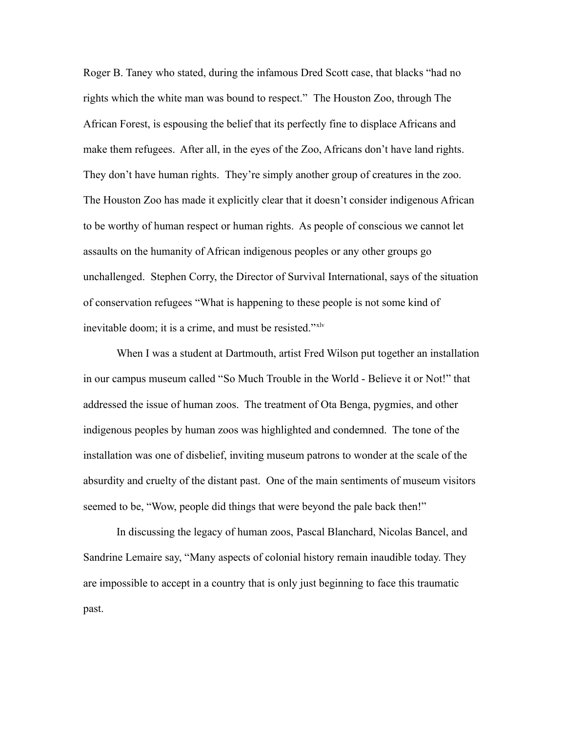Roger B. Taney who stated, during the infamous Dred Scott case, that blacks "had no rights which the white man was bound to respect." The Houston Zoo, through The African Forest, is espousing the belief that its perfectly fine to displace Africans and make them refugees. After all, in the eyes of the Zoo, Africans don't have land rights. They don't have human rights. They're simply another group of creatures in the zoo. The Houston Zoo has made it explicitly clear that it doesn't consider indigenous African to be worthy of human respect or human rights. As people of conscious we cannot let assaults on the humanity of African indigenous peoples or any other groups go unchallenged. Stephen Corry, the Director of Survival International, says of the situation of conservation refugees "What is happening to these people is not some kind of inevitable doom; it is a crime, and must be resisted."[xlv]

When I was a student at Dartmouth, artist Fred Wilson put together an installation in our campus museum called "So Much Trouble in the World - Believe it or Not!" that addressed the issue of human zoos. The treatment of Ota Benga, pygmies, and other indigenous peoples by human zoos was highlighted and condemned. The tone of the installation was one of disbelief, inviting museum patrons to wonder at the scale of the absurdity and cruelty of the distant past. One of the main sentiments of museum visitors seemed to be, "Wow, people did things that were beyond the pale back then!"

In discussing the legacy of human zoos, Pascal Blanchard, Nicolas Bancel, and Sandrine Lemaire say, "Many aspects of colonial history remain inaudible today. They are impossible to accept in a country that is only just beginning to face this traumatic past.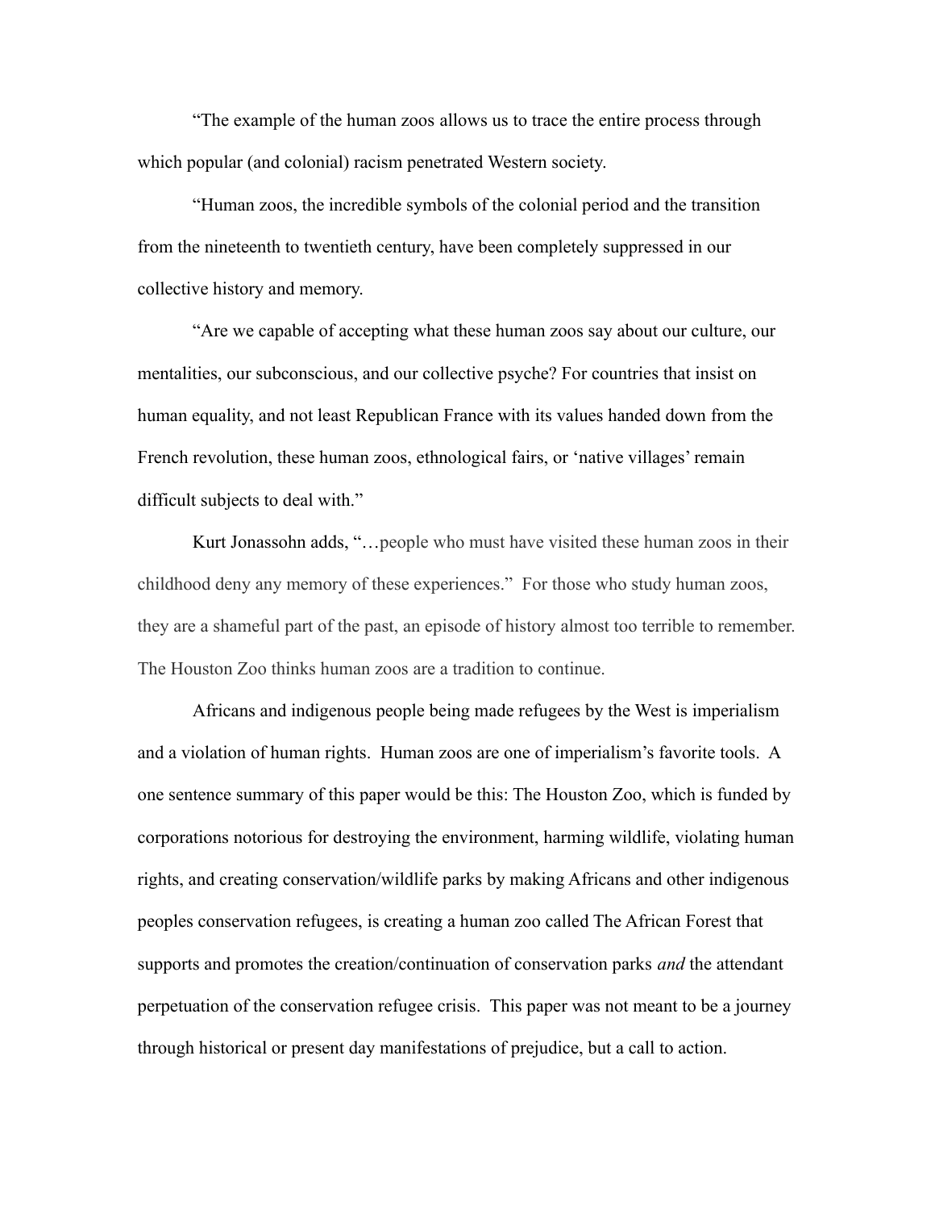"The example of the human zoos allows us to trace the entire process through which popular (and colonial) racism penetrated Western society.

"Human zoos, the incredible symbols of the colonial period and the transition from the nineteenth to twentieth century, have been completely suppressed in our collective history and memory.

"Are we capable of accepting what these human zoos say about our culture, our mentalities, our subconscious, and our collective psyche? For countries that insist on human equality, and not least Republican France with its values handed down from the French revolution, these human zoos, ethnological fairs, or 'native villages' remain difficult subjects to deal with."

Kurt Jonassohn adds, "…people who must have visited these human zoos in their childhood deny any memory of these experiences." For those who study human zoos, they are a shameful part of the past, an episode of history almost too terrible to remember. The Houston Zoo thinks human zoos are a tradition to continue.

Africans and indigenous people being made refugees by the West is imperialism and a violation of human rights. Human zoos are one of imperialism's favorite tools. A one sentence summary of this paper would be this: The Houston Zoo, which is funded by corporations notorious for destroying the environment, harming wildlife, violating human rights, and creating conservation/wildlife parks by making Africans and other indigenous peoples conservation refugees, is creating a human zoo called The African Forest that supports and promotes the creation/continuation of conservation parks *and* the attendant perpetuation of the conservation refugee crisis. This paper was not meant to be a journey through historical or present day manifestations of prejudice, but a call to action.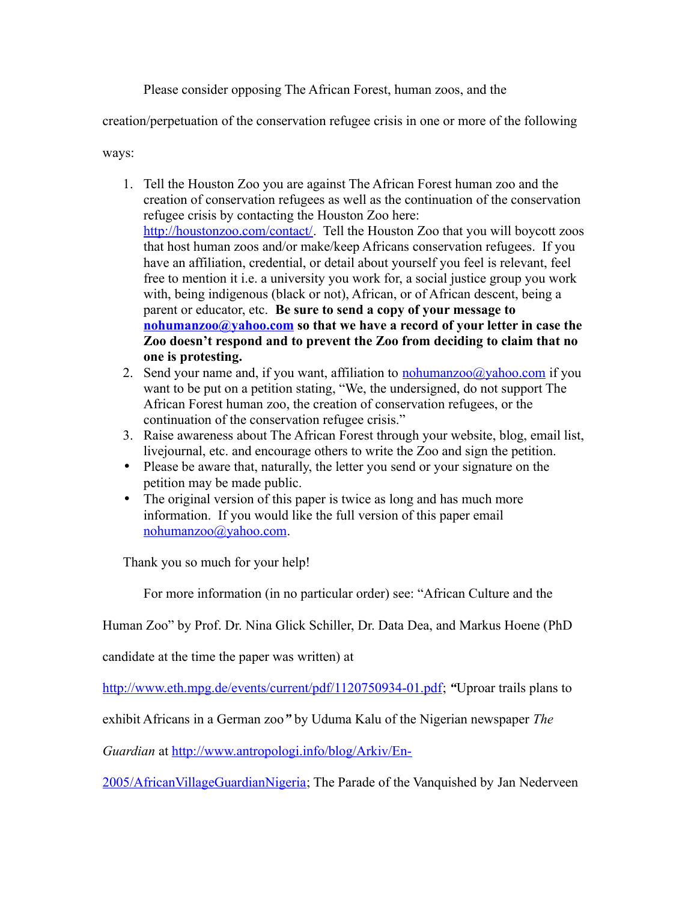Please consider opposing The African Forest, human zoos, and the creation/perpetuation of the conservation refugee crisis in one or more of the following ways:

1. Tell the Houston Zoo you are against The African Forest human zoo and the creation of conservation refugees as well as the continuation of the conservation refugee crisis by contacting the Houston Zoo here: http://houstonzoo.com/contact/. Tell the Houston Zoo that you will boycott zoos that host human zoos and/or make/keep Africans conservation refugees. If you have an affiliation, credential, or detail about yourself you feel is relevant, feel free to mention it i.e. a university you work for, a social justice group you work with, being indigenous (black or not), African, or of African descent, being a parent or educator, etc. **Be sure to send a copy of your message to nohumanzoo@yahoo.com so that we have a record of your letter in case the Zoo doesn't respond and to prevent the Zoo from deciding to claim that no one is protesting.**
2. Send your name and, if you want, affiliation to nohumanzoo@yahoo.com if you want to be put on a petition stating, "We, the undersigned, do not support The African Forest human zoo, the creation of conservation refugees, or the continuation of the conservation refugee crisis."
3. Raise awareness about The African Forest through your website, blog, email list, livejournal, etc. and encourage others to write the Zoo and sign the petition.

- Please be aware that, naturally, the letter you send or your signature on the petition may be made public.
- The original version of this paper is twice as long and has much more information. If you would like the full version of this paper email nohumanzoo@yahoo.com.

Thank you so much for your help!

For more information (in no particular order) see: "African Culture and the Human Zoo" by Prof. Dr. Nina Glick Schiller, Dr. Data Dea, and Markus Hoene (PhD candidate at the time the paper was written) at http://www.eth.mpg.de/events/current/pdf/1120750934-01.pdf; ***"***Uproar trails plans to exhibit Africans in a German zoo***"*** by Uduma Kalu of the Nigerian newspaper *The Guardian* at http://www.antropologi.info/blog/Arkiv/En-2005/AfricanVillageGuardianNigeria; The Parade of the Vanquished by Jan Nederveen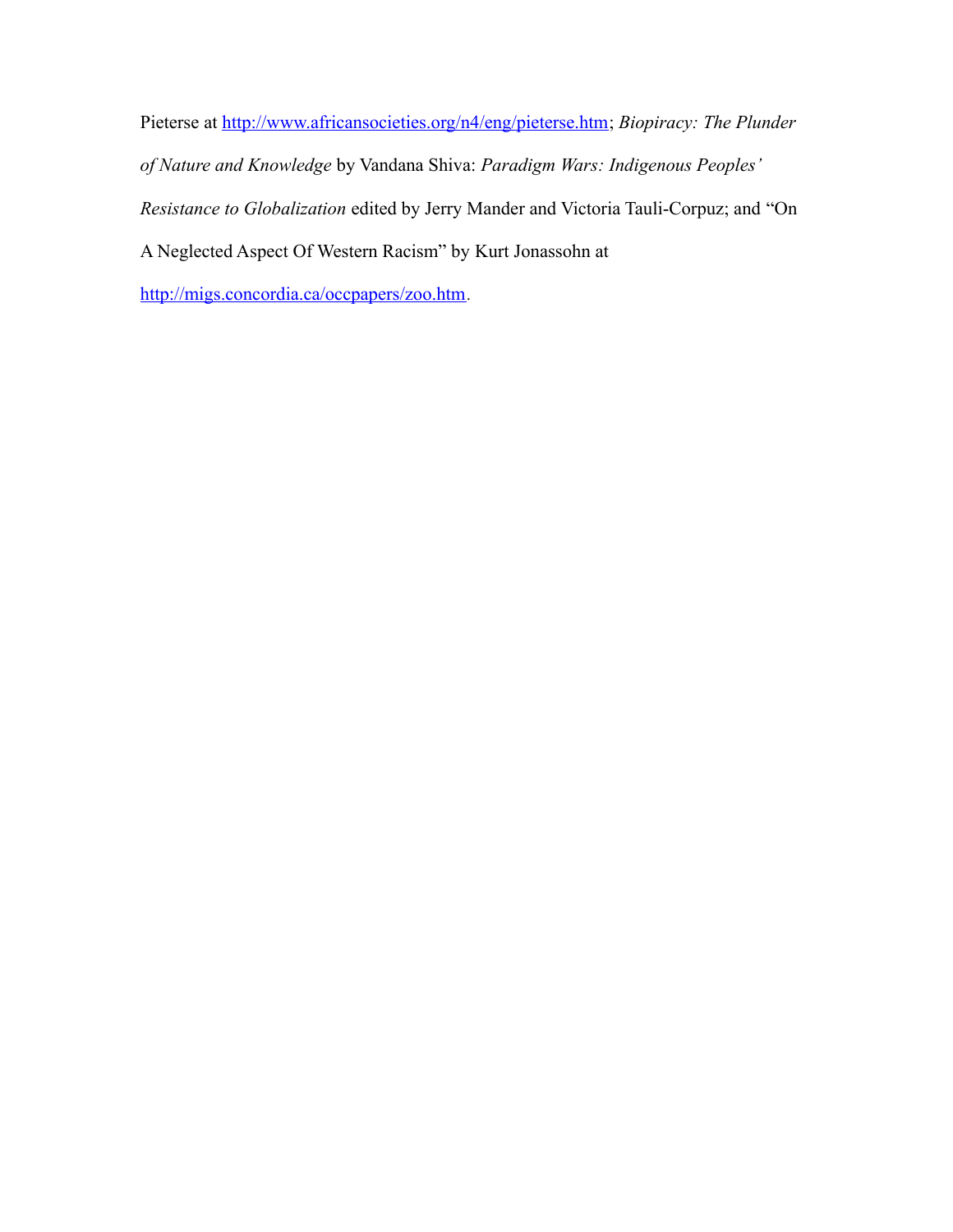Pieterse at http://www.africansocieties.org/n4/eng/pieterse.htm; *Biopiracy: The Plunder of Nature and Knowledge* by Vandana Shiva: *Paradigm Wars: Indigenous Peoples' Resistance to Globalization* edited by Jerry Mander and Victoria Tauli-Corpuz; and "On A Neglected Aspect Of Western Racism" by Kurt Jonassohn at http://migs.concordia.ca/occpapers/zoo.htm.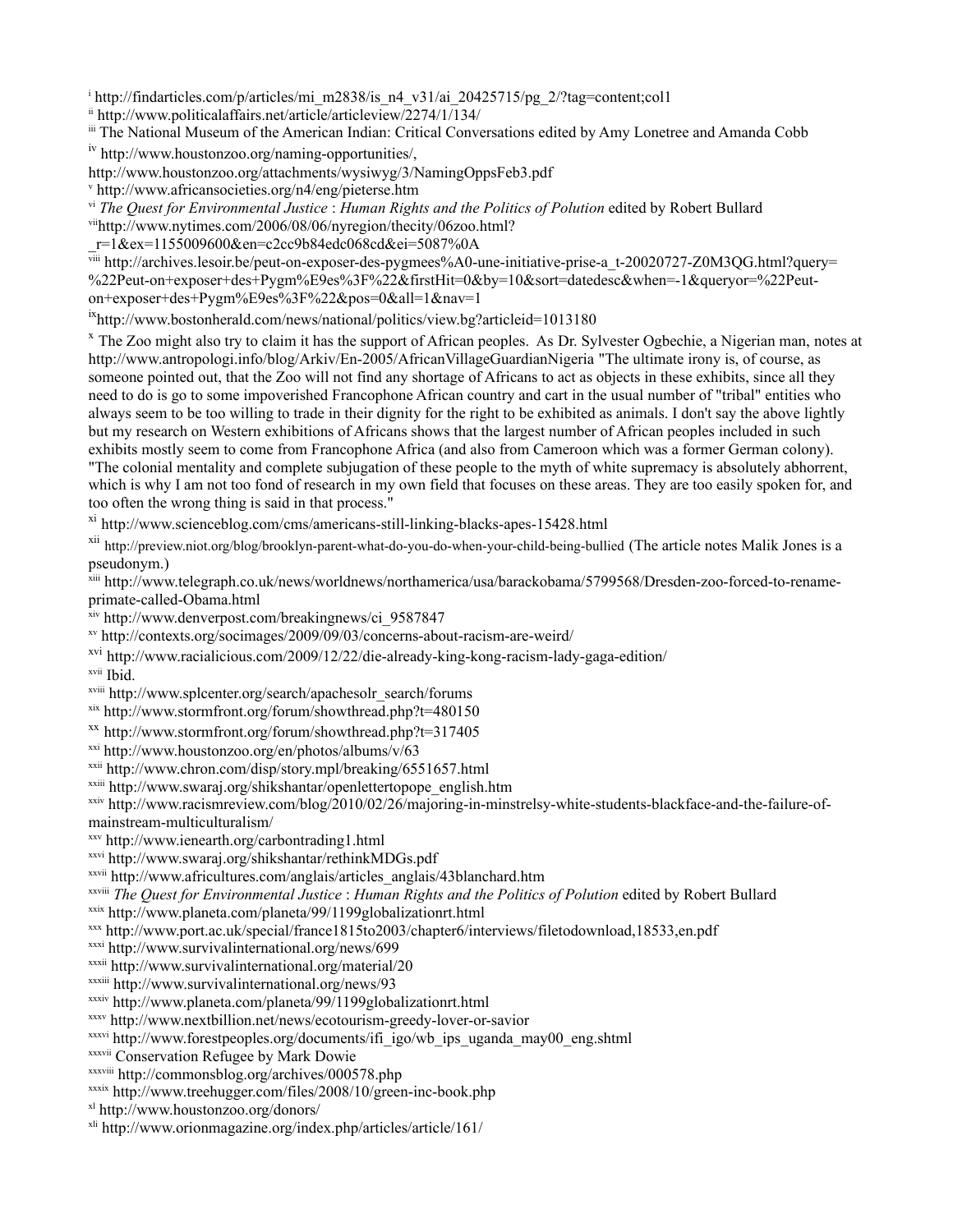[i] http://findarticles.com/p/articles/mi_m2838/is_n4_v31/ai_20425715/pg_2/?tag=content;col1

[ii] http://www.politicalaffairs.net/article/articleview/2274/1/134/

[iii] The National Museum of the American Indian: Critical Conversations edited by Amy Lonetree and Amanda Cobb

[iv] http://www.houstonzoo.org/naming-opportunities/,
http://www.houstonzoo.org/attachments/wysiwyg/3/NamingOppsFeb3.pdf

[v] http://www.africansocieties.org/n4/eng/pieterse.htm

[vi] *The Quest for Environmental Justice* : *Human Rights and the Politics of Polution* edited by Robert Bullard

[vii] http://www.nytimes.com/2006/08/06/nyregion/thecity/06zoo.html?
_r=1&ex=1155009600&en=c2cc9b84edc068cd&ei=5087%0A

[viii] http://archives.lesoir.be/peut-on-exposer-des-pygmees%A0-une-initiative-prise-a_t-20020727-Z0M3QG.html?query=%22Peut-on+exposer+des+Pygm%E9es%3F%22&firstHit=0&by=10&sort=datedesc&when=-1&queryor=%22Peut-on+exposer+des+Pygm%E9es%3F%22&pos=0&all=1&nav=1

[ix] http://www.bostonherald.com/news/national/politics/view.bg?articleid=1013180

[x] The Zoo might also try to claim it has the support of African peoples. As Dr. Sylvester Ogbechie, a Nigerian man, notes at http://www.antropologi.info/blog/Arkiv/En-2005/AfricanVillageGuardianNigeria "The ultimate irony is, of course, as someone pointed out, that the Zoo will not find any shortage of Africans to act as objects in these exhibits, since all they need to do is go to some impoverished Francophone African country and cart in the usual number of "tribal" entities who always seem to be too willing to trade in their dignity for the right to be exhibited as animals. I don't say the above lightly but my research on Western exhibitions of Africans shows that the largest number of African peoples included in such exhibits mostly seem to come from Francophone Africa (and also from Cameroon which was a former German colony). "The colonial mentality and complete subjugation of these people to the myth of white supremacy is absolutely abhorrent, which is why I am not too fond of research in my own field that focuses on these areas. They are too easily spoken for, and too often the wrong thing is said in that process."

[xi] http://www.scienceblog.com/cms/americans-still-linking-blacks-apes-15428.html

[xii] http://preview.niot.org/blog/brooklyn-parent-what-do-you-do-when-your-child-being-bullied (The article notes Malik Jones is a pseudonym.)

[xiii] http://www.telegraph.co.uk/news/worldnews/northamerica/usa/barackobama/5799568/Dresden-zoo-forced-to-rename-primate-called-Obama.html

[xiv] http://www.denverpost.com/breakingnews/ci_9587847

[xv] http://contexts.org/socimages/2009/09/03/concerns-about-racism-are-weird/

[xvi] http://www.racialicious.com/2009/12/22/die-already-king-kong-racism-lady-gaga-edition/

[xvii] Ibid.

[xviii] http://www.splcenter.org/search/apachesolr_search/forums

[xix] http://www.stormfront.org/forum/showthread.php?t=480150

[xx] http://www.stormfront.org/forum/showthread.php?t=317405

[xxi] http://www.houstonzoo.org/en/photos/albums/v/63

[xxii] http://www.chron.com/disp/story.mpl/breaking/6551657.html

[xxiii] http://www.swaraj.org/shikshantar/openlettertopope_english.htm

[xxiv] http://www.racismreview.com/blog/2010/02/26/majoring-in-minstrelsy-white-students-blackface-and-the-failure-of-mainstream-multiculturalism/

[xxv] http://www.ienearth.org/carbontrading1.html

[xxvi] http://www.swaraj.org/shikshantar/rethinkMDGs.pdf

[xxvii] http://www.africultures.com/anglais/articles_anglais/43blanchard.htm

[xxviii] *The Quest for Environmental Justice* : *Human Rights and the Politics of Polution* edited by Robert Bullard

[xxix] http://www.planeta.com/planeta/99/1199globalizationrt.html

[xxx] http://www.port.ac.uk/special/france1815to2003/chapter6/interviews/filetodownload,18533,en.pdf

[xxxi] http://www.survivalinternational.org/news/699

[xxxii] http://www.survivalinternational.org/material/20

[xxxiii] http://www.survivalinternational.org/news/93

[xxxiv] http://www.planeta.com/planeta/99/1199globalizationrt.html

[xxxv] http://www.nextbillion.net/news/ecotourism-greedy-lover-or-savior

[xxxvi] http://www.forestpeoples.org/documents/ifi_igo/wb_ips_uganda_may00_eng.shtml

[xxxvii] Conservation Refugee by Mark Dowie

[xxxviii] http://commonsblog.org/archives/000578.php

[xxxix] http://www.treehugger.com/files/2008/10/green-inc-book.php

[xl] http://www.houstonzoo.org/donors/

[xli] http://www.orionmagazine.org/index.php/articles/article/161/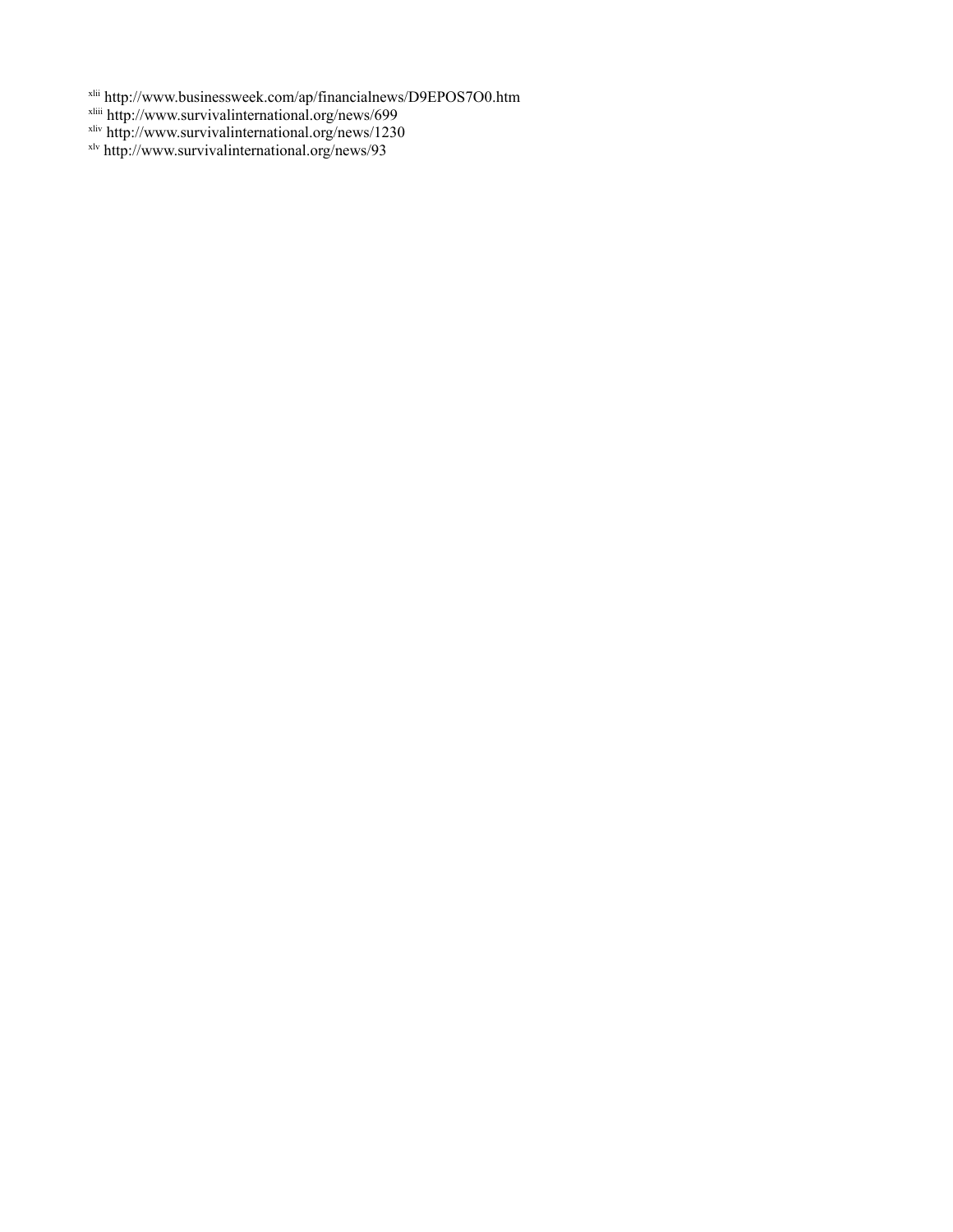[xlii] http://www.businessweek.com/ap/financialnews/D9EPOS7O0.htm
[xliii] http://www.survivalinternational.org/news/699
[xliv] http://www.survivalinternational.org/news/1230
[xlv] http://www.survivalinternational.org/news/93